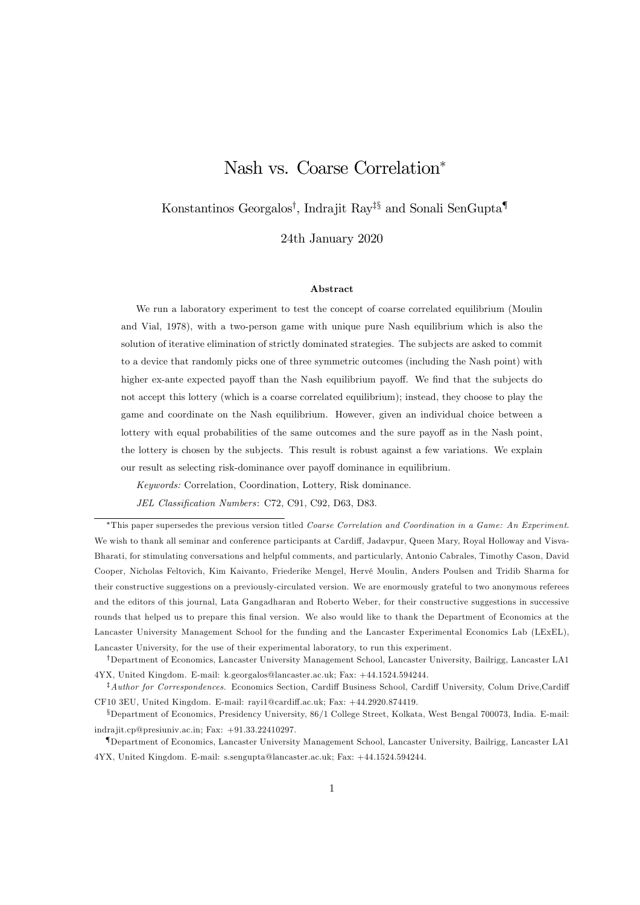# Nash vs. Coarse Correlation[*]

Konstantinos Georgalos[†], Indrajit Ray[‡§] and Sonali SenGupta[¶]

24th January 2020

### Abstract

We run a laboratory experiment to test the concept of coarse correlated equilibrium (Moulin and Vial, 1978), with a two-person game with unique pure Nash equilibrium which is also the solution of iterative elimination of strictly dominated strategies. The subjects are asked to commit to a device that randomly picks one of three symmetric outcomes (including the Nash point) with higher ex-ante expected payoff than the Nash equilibrium payoff. We find that the subjects do not accept this lottery (which is a coarse correlated equilibrium); instead, they choose to play the game and coordinate on the Nash equilibrium. However, given an individual choice between a lottery with equal probabilities of the same outcomes and the sure payoff as in the Nash point, the lottery is chosen by the subjects. This result is robust against a few variations. We explain our result as selecting risk-dominance over payoff dominance in equilibrium.

*Keywords:* Correlation, Coordination, Lottery, Risk dominance.

*JEL Classification Numbers*: C72, C91, C92, D63, D83.

---

[*] This paper supersedes the previous version titled *Coarse Correlation and Coordination in a Game: An Experiment*. We wish to thank all seminar and conference participants at Cardiff, Jadavpur, Queen Mary, Royal Holloway and Visva-Bharati, for stimulating conversations and helpful comments, and particularly, Antonio Cabrales, Timothy Cason, David Cooper, Nicholas Feltovich, Kim Kaivanto, Friederike Mengel, Hervé Moulin, Anders Poulsen and Tridib Sharma for their constructive suggestions on a previously-circulated version. We are enormously grateful to two anonymous referees and the editors of this journal, Lata Gangadharan and Roberto Weber, for their constructive suggestions in successive rounds that helped us to prepare this final version. We also would like to thank the Department of Economics at the Lancaster University Management School for the funding and the Lancaster Experimental Economics Lab (LExEL), Lancaster University, for the use of their experimental laboratory, to run this experiment.

[†] Department of Economics, Lancaster University Management School, Lancaster University, Bailrigg, Lancaster LA1 4YX, United Kingdom. E-mail: k.georgalos@lancaster.ac.uk; Fax: +44.1524.594244.

[‡] *Author for Correspondences.* Economics Section, Cardiff Business School, Cardiff University, Colum Drive,Cardiff CF10 3EU, United Kingdom. E-mail: rayi1@cardiff.ac.uk; Fax: +44.2920.874419.

[§] Department of Economics, Presidency University, 86/1 College Street, Kolkata, West Bengal 700073, India. E-mail: indrajit.cp@presiuniv.ac.in; Fax: +91.33.22410297.

[¶] Department of Economics, Lancaster University Management School, Lancaster University, Bailrigg, Lancaster LA1 4YX, United Kingdom. E-mail: s.sengupta@lancaster.ac.uk; Fax: +44.1524.594244.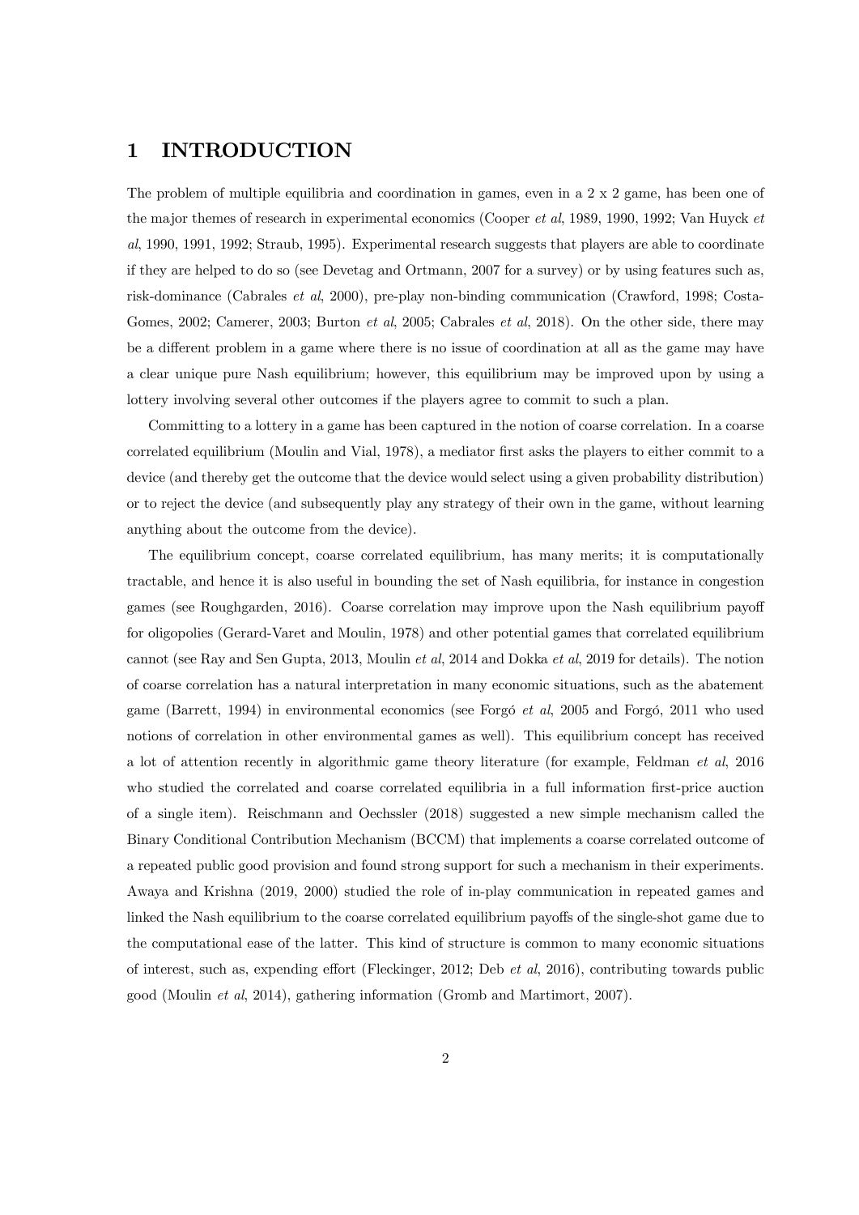# 1 INTRODUCTION

The problem of multiple equilibria and coordination in games, even in a 2 x 2 game, has been one of the major themes of research in experimental economics (Cooper *et al*, 1989, 1990, 1992; Van Huyck *et al*, 1990, 1991, 1992; Straub, 1995). Experimental research suggests that players are able to coordinate if they are helped to do so (see Devetag and Ortmann, 2007 for a survey) or by using features such as, risk-dominance (Cabrales *et al*, 2000), pre-play non-binding communication (Crawford, 1998; Costa-Gomes, 2002; Camerer, 2003; Burton *et al*, 2005; Cabrales *et al*, 2018). On the other side, there may be a different problem in a game where there is no issue of coordination at all as the game may have a clear unique pure Nash equilibrium; however, this equilibrium may be improved upon by using a lottery involving several other outcomes if the players agree to commit to such a plan.

Committing to a lottery in a game has been captured in the notion of coarse correlation. In a coarse correlated equilibrium (Moulin and Vial, 1978), a mediator first asks the players to either commit to a device (and thereby get the outcome that the device would select using a given probability distribution) or to reject the device (and subsequently play any strategy of their own in the game, without learning anything about the outcome from the device).

The equilibrium concept, coarse correlated equilibrium, has many merits; it is computationally tractable, and hence it is also useful in bounding the set of Nash equilibria, for instance in congestion games (see Roughgarden, 2016). Coarse correlation may improve upon the Nash equilibrium payoff for oligopolies (Gerard-Varet and Moulin, 1978) and other potential games that correlated equilibrium cannot (see Ray and Sen Gupta, 2013, Moulin *et al*, 2014 and Dokka *et al*, 2019 for details). The notion of coarse correlation has a natural interpretation in many economic situations, such as the abatement game (Barrett, 1994) in environmental economics (see Forgó *et al*, 2005 and Forgó, 2011 who used notions of correlation in other environmental games as well). This equilibrium concept has received a lot of attention recently in algorithmic game theory literature (for example, Feldman *et al*, 2016 who studied the correlated and coarse correlated equilibria in a full information first-price auction of a single item). Reischmann and Oechssler (2018) suggested a new simple mechanism called the Binary Conditional Contribution Mechanism (BCCM) that implements a coarse correlated outcome of a repeated public good provision and found strong support for such a mechanism in their experiments. Awaya and Krishna (2019, 2000) studied the role of in-play communication in repeated games and linked the Nash equilibrium to the coarse correlated equilibrium payoffs of the single-shot game due to the computational ease of the latter. This kind of structure is common to many economic situations of interest, such as, expending effort (Fleckinger, 2012; Deb *et al*, 2016), contributing towards public good (Moulin *et al*, 2014), gathering information (Gromb and Martimort, 2007).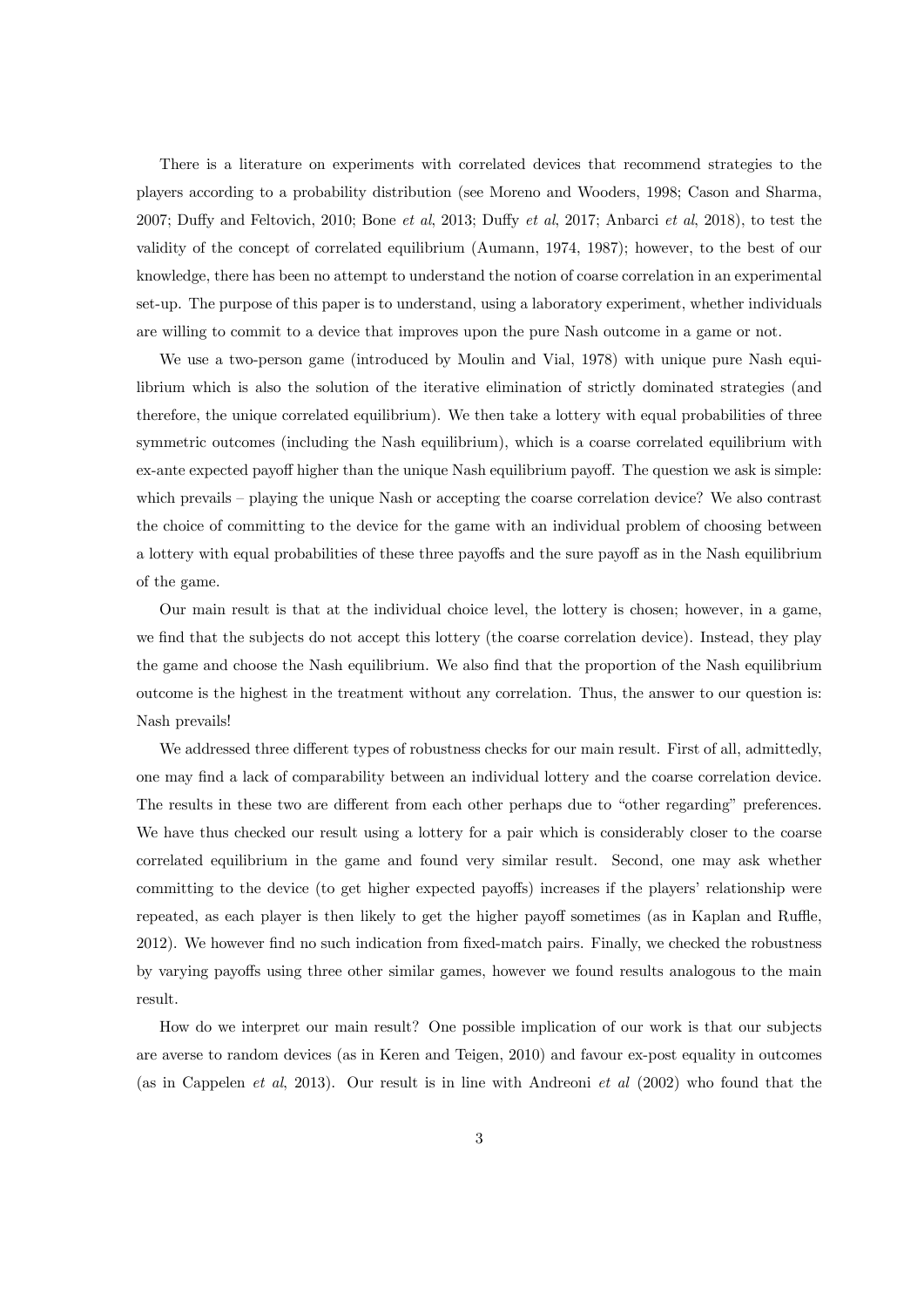There is a literature on experiments with correlated devices that recommend strategies to the players according to a probability distribution (see Moreno and Wooders, 1998; Cason and Sharma, 2007; Duffy and Feltovich, 2010; Bone *et al*, 2013; Duffy *et al*, 2017; Anbarci *et al*, 2018), to test the validity of the concept of correlated equilibrium (Aumann, 1974, 1987); however, to the best of our knowledge, there has been no attempt to understand the notion of coarse correlation in an experimental set-up. The purpose of this paper is to understand, using a laboratory experiment, whether individuals are willing to commit to a device that improves upon the pure Nash outcome in a game or not.

We use a two-person game (introduced by Moulin and Vial, 1978) with unique pure Nash equilibrium which is also the solution of the iterative elimination of strictly dominated strategies (and therefore, the unique correlated equilibrium). We then take a lottery with equal probabilities of three symmetric outcomes (including the Nash equilibrium), which is a coarse correlated equilibrium with ex-ante expected payoff higher than the unique Nash equilibrium payoff. The question we ask is simple: which prevails – playing the unique Nash or accepting the coarse correlation device? We also contrast the choice of committing to the device for the game with an individual problem of choosing between a lottery with equal probabilities of these three payoffs and the sure payoff as in the Nash equilibrium of the game.

Our main result is that at the individual choice level, the lottery is chosen; however, in a game, we find that the subjects do not accept this lottery (the coarse correlation device). Instead, they play the game and choose the Nash equilibrium. We also find that the proportion of the Nash equilibrium outcome is the highest in the treatment without any correlation. Thus, the answer to our question is: Nash prevails!

We addressed three different types of robustness checks for our main result. First of all, admittedly, one may find a lack of comparability between an individual lottery and the coarse correlation device. The results in these two are different from each other perhaps due to "other regarding" preferences. We have thus checked our result using a lottery for a pair which is considerably closer to the coarse correlated equilibrium in the game and found very similar result. Second, one may ask whether committing to the device (to get higher expected payoffs) increases if the players' relationship were repeated, as each player is then likely to get the higher payoff sometimes (as in Kaplan and Ruffle, 2012). We however find no such indication from fixed-match pairs. Finally, we checked the robustness by varying payoffs using three other similar games, however we found results analogous to the main result.

How do we interpret our main result? One possible implication of our work is that our subjects are averse to random devices (as in Keren and Teigen, 2010) and favour ex-post equality in outcomes (as in Cappelen *et al*, 2013). Our result is in line with Andreoni *et al* (2002) who found that the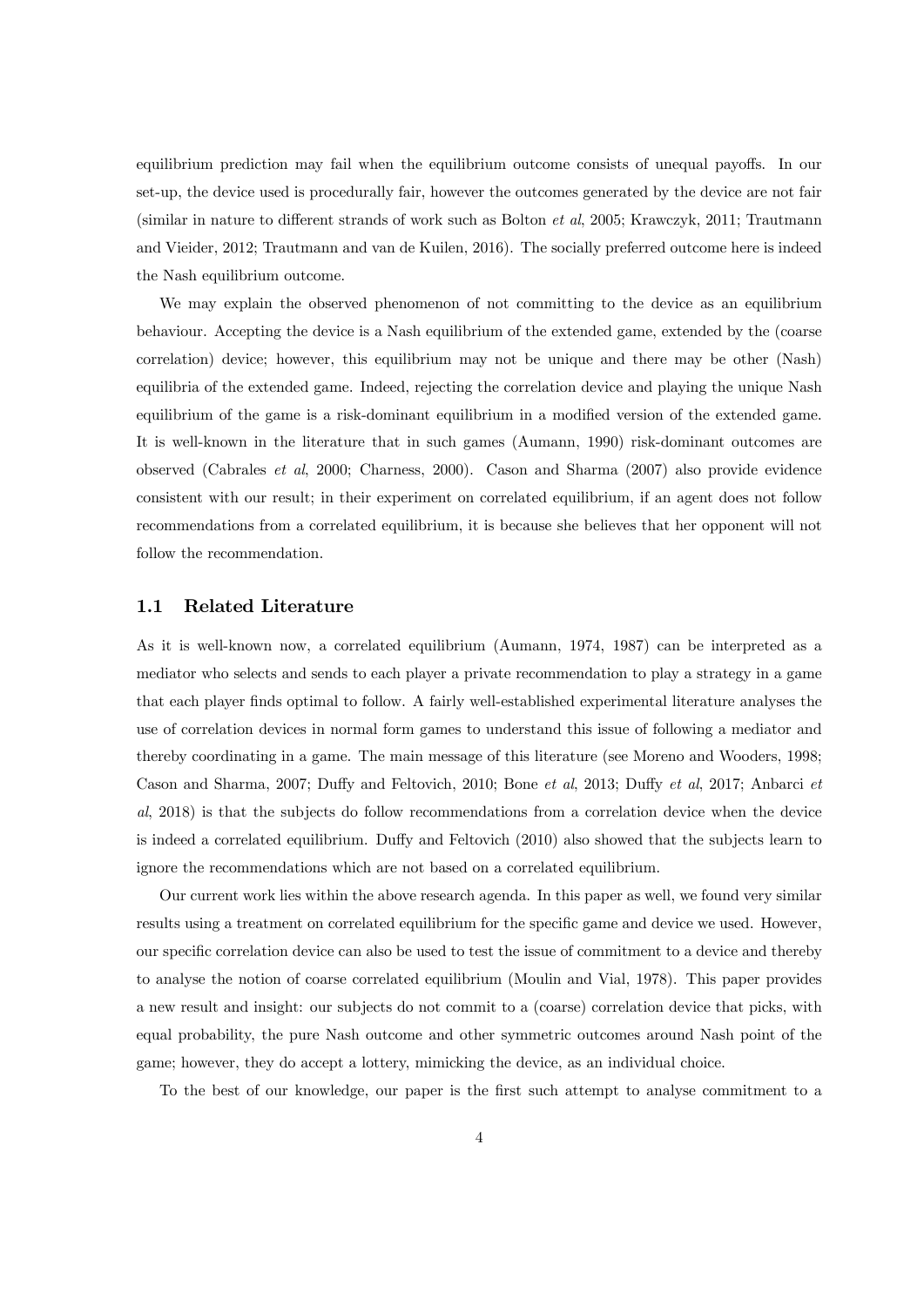equilibrium prediction may fail when the equilibrium outcome consists of unequal payoffs. In our set-up, the device used is procedurally fair, however the outcomes generated by the device are not fair (similar in nature to different strands of work such as Bolton *et al*, 2005; Krawczyk, 2011; Trautmann and Vieider, 2012; Trautmann and van de Kuilen, 2016). The socially preferred outcome here is indeed the Nash equilibrium outcome.

We may explain the observed phenomenon of not committing to the device as an equilibrium behaviour. Accepting the device is a Nash equilibrium of the extended game, extended by the (coarse correlation) device; however, this equilibrium may not be unique and there may be other (Nash) equilibria of the extended game. Indeed, rejecting the correlation device and playing the unique Nash equilibrium of the game is a risk-dominant equilibrium in a modified version of the extended game. It is well-known in the literature that in such games (Aumann, 1990) risk-dominant outcomes are observed (Cabrales *et al*, 2000; Charness, 2000). Cason and Sharma (2007) also provide evidence consistent with our result; in their experiment on correlated equilibrium, if an agent does not follow recommendations from a correlated equilibrium, it is because she believes that her opponent will not follow the recommendation.

## 1.1 Related Literature

As it is well-known now, a correlated equilibrium (Aumann, 1974, 1987) can be interpreted as a mediator who selects and sends to each player a private recommendation to play a strategy in a game that each player finds optimal to follow. A fairly well-established experimental literature analyses the use of correlation devices in normal form games to understand this issue of following a mediator and thereby coordinating in a game. The main message of this literature (see Moreno and Wooders, 1998; Cason and Sharma, 2007; Duffy and Feltovich, 2010; Bone *et al*, 2013; Duffy *et al*, 2017; Anbarci *et al*, 2018) is that the subjects do follow recommendations from a correlation device when the device is indeed a correlated equilibrium. Duffy and Feltovich (2010) also showed that the subjects learn to ignore the recommendations which are not based on a correlated equilibrium.

Our current work lies within the above research agenda. In this paper as well, we found very similar results using a treatment on correlated equilibrium for the specific game and device we used. However, our specific correlation device can also be used to test the issue of commitment to a device and thereby to analyse the notion of coarse correlated equilibrium (Moulin and Vial, 1978). This paper provides a new result and insight: our subjects do not commit to a (coarse) correlation device that picks, with equal probability, the pure Nash outcome and other symmetric outcomes around Nash point of the game; however, they do accept a lottery, mimicking the device, as an individual choice.

To the best of our knowledge, our paper is the first such attempt to analyse commitment to a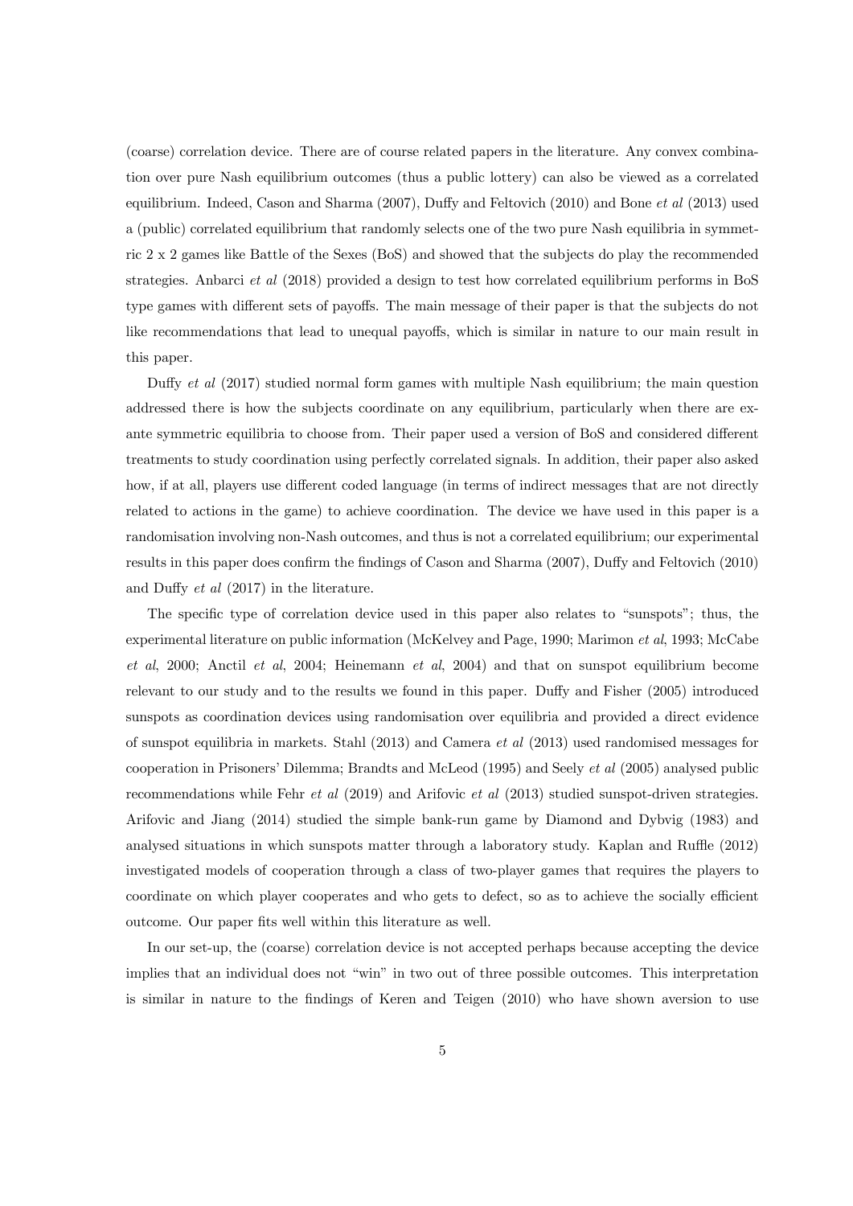(coarse) correlation device. There are of course related papers in the literature. Any convex combination over pure Nash equilibrium outcomes (thus a public lottery) can also be viewed as a correlated equilibrium. Indeed, Cason and Sharma (2007), Duffy and Feltovich (2010) and Bone *et al* (2013) used a (public) correlated equilibrium that randomly selects one of the two pure Nash equilibria in symmetric 2 x 2 games like Battle of the Sexes (BoS) and showed that the subjects do play the recommended strategies. Anbarci *et al* (2018) provided a design to test how correlated equilibrium performs in BoS type games with different sets of payoffs. The main message of their paper is that the subjects do not like recommendations that lead to unequal payoffs, which is similar in nature to our main result in this paper.

Duffy *et al* (2017) studied normal form games with multiple Nash equilibrium; the main question addressed there is how the subjects coordinate on any equilibrium, particularly when there are ex-ante symmetric equilibria to choose from. Their paper used a version of BoS and considered different treatments to study coordination using perfectly correlated signals. In addition, their paper also asked how, if at all, players use different coded language (in terms of indirect messages that are not directly related to actions in the game) to achieve coordination. The device we have used in this paper is a randomisation involving non-Nash outcomes, and thus is not a correlated equilibrium; our experimental results in this paper does confirm the findings of Cason and Sharma (2007), Duffy and Feltovich (2010) and Duffy *et al* (2017) in the literature.

The specific type of correlation device used in this paper also relates to "sunspots"; thus, the experimental literature on public information (McKelvey and Page, 1990; Marimon *et al*, 1993; McCabe *et al*, 2000; Anctil *et al*, 2004; Heinemann *et al*, 2004) and that on sunspot equilibrium become relevant to our study and to the results we found in this paper. Duffy and Fisher (2005) introduced sunspots as coordination devices using randomisation over equilibria and provided a direct evidence of sunspot equilibria in markets. Stahl (2013) and Camera *et al* (2013) used randomised messages for cooperation in Prisoners' Dilemma; Brandts and McLeod (1995) and Seely *et al* (2005) analysed public recommendations while Fehr *et al* (2019) and Arifovic *et al* (2013) studied sunspot-driven strategies. Arifovic and Jiang (2014) studied the simple bank-run game by Diamond and Dybvig (1983) and analysed situations in which sunspots matter through a laboratory study. Kaplan and Ruffle (2012) investigated models of cooperation through a class of two-player games that requires the players to coordinate on which player cooperates and who gets to defect, so as to achieve the socially efficient outcome. Our paper fits well within this literature as well.

In our set-up, the (coarse) correlation device is not accepted perhaps because accepting the device implies that an individual does not "win" in two out of three possible outcomes. This interpretation is similar in nature to the findings of Keren and Teigen (2010) who have shown aversion to use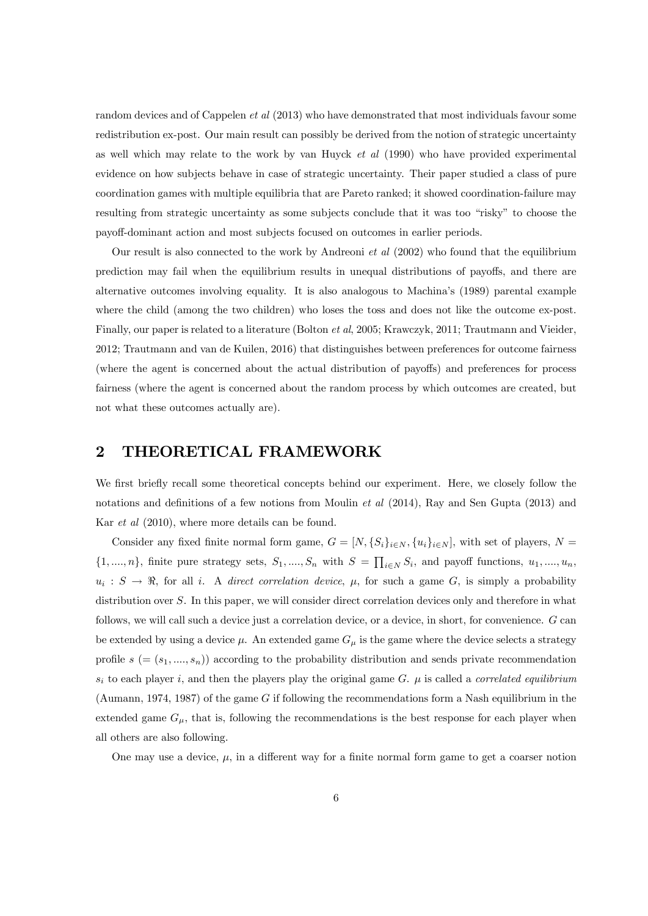random devices and of Cappelen *et al* (2013) who have demonstrated that most individuals favour some redistribution ex-post. Our main result can possibly be derived from the notion of strategic uncertainty as well which may relate to the work by van Huyck *et al* (1990) who have provided experimental evidence on how subjects behave in case of strategic uncertainty. Their paper studied a class of pure coordination games with multiple equilibria that are Pareto ranked; it showed coordination-failure may resulting from strategic uncertainty as some subjects conclude that it was too "risky" to choose the payoff-dominant action and most subjects focused on outcomes in earlier periods.

Our result is also connected to the work by Andreoni *et al* (2002) who found that the equilibrium prediction may fail when the equilibrium results in unequal distributions of payoffs, and there are alternative outcomes involving equality. It is also analogous to Machina's (1989) parental example where the child (among the two children) who loses the toss and does not like the outcome ex-post. Finally, our paper is related to a literature (Bolton *et al*, 2005; Krawczyk, 2011; Trautmann and Vieider, 2012; Trautmann and van de Kuilen, 2016) that distinguishes between preferences for outcome fairness (where the agent is concerned about the actual distribution of payoffs) and preferences for process fairness (where the agent is concerned about the random process by which outcomes are created, but not what these outcomes actually are).

## 2 THEORETICAL FRAMEWORK

We first briefly recall some theoretical concepts behind our experiment. Here, we closely follow the notations and definitions of a few notions from Moulin *et al* (2014), Ray and Sen Gupta (2013) and Kar *et al* (2010), where more details can be found.

Consider any fixed finite normal form game, $G = [N, \{S_i\}_{i \in N}, \{u_i\}_{i \in N}]$, with set of players, $N = \{1, ...., n\}$, finite pure strategy sets, $S_1, ...., S_n$ with $S = \prod_{i \in N} S_i$, and payoff functions, $u_1, ...., u_n$, $u_i : S \rightarrow \Re$, for all $i$. A *direct correlation device*, $\mu$, for such a game $G$, is simply a probability distribution over $S$. In this paper, we will consider direct correlation devices only and therefore in what follows, we will call such a device just a correlation device, or a device, in short, for convenience. $G$ can be extended by using a device $\mu$. An extended game $G_\mu$ is the game where the device selects a strategy profile $s$ $(= (s_1, ...., s_n))$ according to the probability distribution and sends private recommendation $s_i$ to each player $i$, and then the players play the original game $G$. $\mu$ is called a *correlated equilibrium* (Aumann, 1974, 1987) of the game $G$ if following the recommendations form a Nash equilibrium in the extended game $G_\mu$, that is, following the recommendations is the best response for each player when all others are also following.

One may use a device, $\mu$, in a different way for a finite normal form game to get a coarser notion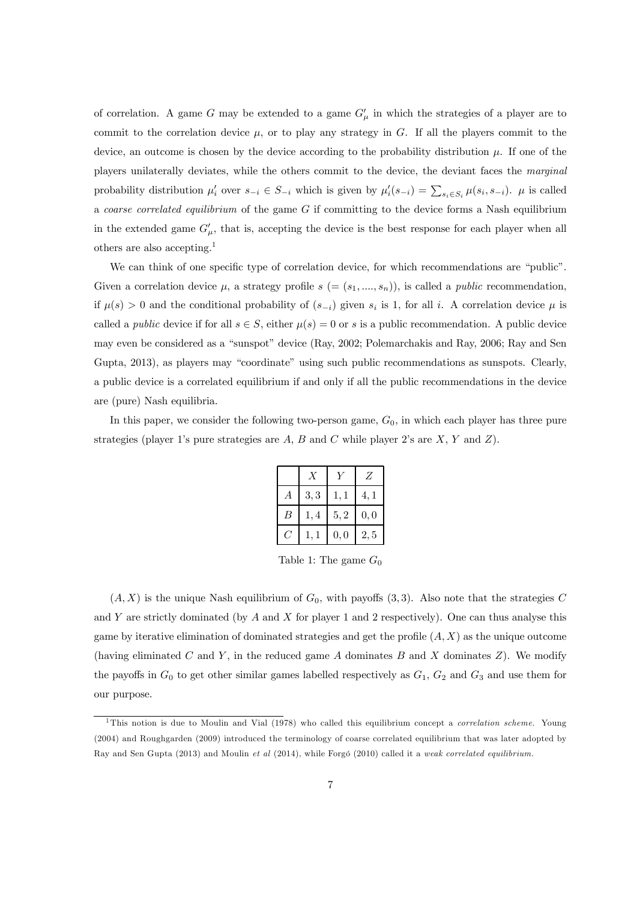of correlation. A game $G$ may be extended to a game $G'_\mu$ in which the strategies of a player are to commit to the correlation device $\mu$, or to play any strategy in $G$. If all the players commit to the device, an outcome is chosen by the device according to the probability distribution $\mu$. If one of the players unilaterally deviates, while the others commit to the device, the deviant faces the *marginal* probability distribution $\mu'_i$ over $s_{-i} \in S_{-i}$ which is given by $\mu'_i(s_{-i}) = \sum_{s_i \in S_i} \mu(s_i, s_{-i})$. $\mu$ is called a *coarse correlated equilibrium* of the game $G$ if committing to the device forms a Nash equilibrium in the extended game $G'_\mu$, that is, accepting the device is the best response for each player when all others are also accepting.[1]

We can think of one specific type of correlation device, for which recommendations are "public". Given a correlation device $\mu$, a strategy profile $s$ $(= (s_1, ...., s_n))$, is called a *public* recommendation, if $\mu(s) > 0$ and the conditional probability of $(s_{-i})$ given $s_i$ is 1, for all $i$. A correlation device $\mu$ is called a *public* device if for all $s \in S$, either $\mu(s) = 0$ or $s$ is a public recommendation. A public device may even be considered as a "sunspot" device (Ray, 2002; Polemarchakis and Ray, 2006; Ray and Sen Gupta, 2013), as players may "coordinate" using such public recommendations as sunspots. Clearly, a public device is a correlated equilibrium if and only if all the public recommendations in the device are (pure) Nash equilibria.

In this paper, we consider the following two-person game, $G_0$, in which each player has three pure strategies (player 1's pure strategies are $A$, $B$ and $C$ while player 2's are $X$, $Y$ and $Z$).

|  | $X$ | $Y$ | $Z$ |
|---|---|---|---|
| $A$ | $3,3$ | $1,1$ | $4,1$ |
| $B$ | $1,4$ | $5,2$ | $0,0$ |
| $C$ | $1,1$ | $0,0$ | $2,5$ |

Table 1: The game $G_0$

$(A, X)$ is the unique Nash equilibrium of $G_0$, with payoffs $(3, 3)$. Also note that the strategies $C$ and $Y$ are strictly dominated (by $A$ and $X$ for player 1 and 2 respectively). One can thus analyse this game by iterative elimination of dominated strategies and get the profile $(A, X)$ as the unique outcome (having eliminated $C$ and $Y$, in the reduced game $A$ dominates $B$ and $X$ dominates $Z$). We modify the payoffs in $G_0$ to get other similar games labelled respectively as $G_1$, $G_2$ and $G_3$ and use them for our purpose.

[1] This notion is due to Moulin and Vial (1978) who called this equilibrium concept a *correlation scheme*. Young (2004) and Roughgarden (2009) introduced the terminology of coarse correlated equilibrium that was later adopted by Ray and Sen Gupta (2013) and Moulin *et al* (2014), while Forgó (2010) called it a *weak correlated equilibrium*.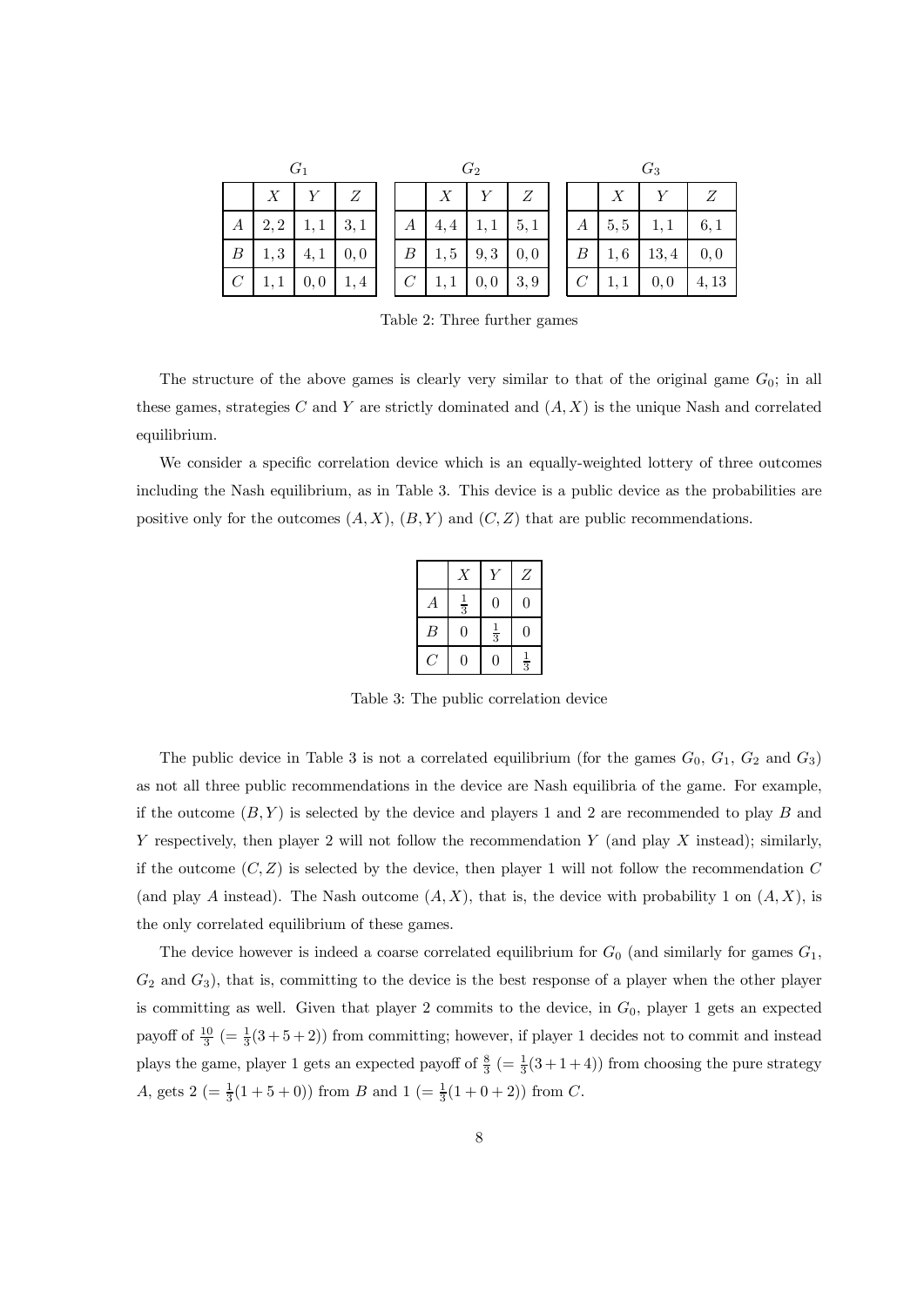$G_1$

|  | $X$ | $Y$ | $Z$ |
|---|---|---|---|
| $A$ | $2,2$ | $1,1$ | $3,1$ |
| $B$ | $1,3$ | $4,1$ | $0,0$ |
| $C$ | $1,1$ | $0,0$ | $1,4$ |

$G_2$

|  | $X$ | $Y$ | $Z$ |
|---|---|---|---|
| $A$ | $4,4$ | $1,1$ | $5,1$ |
| $B$ | $1,5$ | $9,3$ | $0,0$ |
| $C$ | $1,1$ | $0,0$ | $3,9$ |

$G_3$

|  | $X$ | $Y$ | $Z$ |
|---|---|---|---|
| $A$ | $5,5$ | $1,1$ | $6,1$ |
| $B$ | $1,6$ | $13,4$ | $0,0$ |
| $C$ | $1,1$ | $0,0$ | $4,13$ |

Table 2: Three further games

The structure of the above games is clearly very similar to that of the original game $G_0$; in all these games, strategies $C$ and $Y$ are strictly dominated and $(A,X)$ is the unique Nash and correlated equilibrium.

We consider a specific correlation device which is an equally-weighted lottery of three outcomes including the Nash equilibrium, as in Table 3. This device is a public device as the probabilities are positive only for the outcomes $(A,X)$, $(B,Y)$ and $(C,Z)$ that are public recommendations.

|  | $X$ | $Y$ | $Z$ |
|---|---|---|---|
| $A$ | $\frac{1}{3}$ | $0$ | $0$ |
| $B$ | $0$ | $\frac{1}{3}$ | $0$ |
| $C$ | $0$ | $0$ | $\frac{1}{3}$ |

Table 3: The public correlation device

The public device in Table 3 is not a correlated equilibrium (for the games $G_0$, $G_1$, $G_2$ and $G_3$) as not all three public recommendations in the device are Nash equilibria of the game. For example, if the outcome $(B,Y)$ is selected by the device and players 1 and 2 are recommended to play $B$ and $Y$ respectively, then player 2 will not follow the recommendation $Y$ (and play $X$ instead); similarly, if the outcome $(C,Z)$ is selected by the device, then player 1 will not follow the recommendation $C$ (and play $A$ instead). The Nash outcome $(A,X)$, that is, the device with probability 1 on $(A,X)$, is the only correlated equilibrium of these games.

The device however is indeed a coarse correlated equilibrium for $G_0$ (and similarly for games $G_1$, $G_2$ and $G_3$), that is, committing to the device is the best response of a player when the other player is committing as well. Given that player 2 commits to the device, in $G_0$, player 1 gets an expected payoff of $\frac{10}{3}$ $(=\frac{1}{3}(3+5+2))$ from committing; however, if player 1 decides not to commit and instead plays the game, player 1 gets an expected payoff of $\frac{8}{3}$ $(=\frac{1}{3}(3+1+4))$ from choosing the pure strategy $A$, gets 2 $(=\frac{1}{3}(1+5+0))$ from $B$ and 1 $(=\frac{1}{3}(1+0+2))$ from $C$.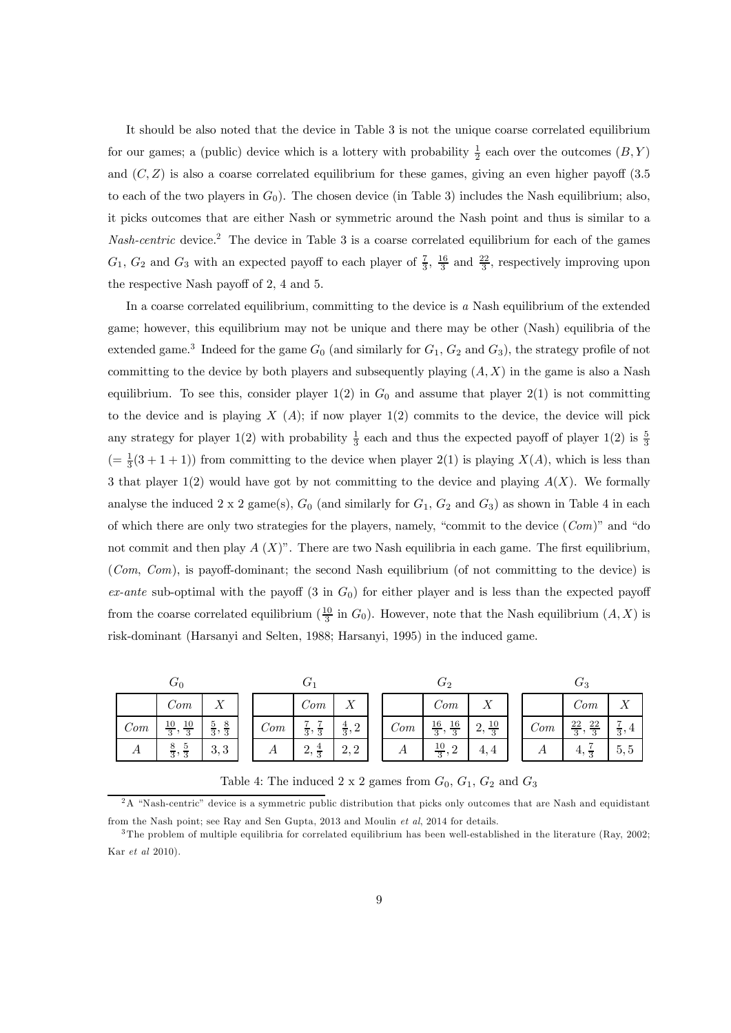It should be also noted that the device in Table 3 is not the unique coarse correlated equilibrium for our games; a (public) device which is a lottery with probability $\frac{1}{2}$ each over the outcomes $(B, Y)$ and $(C, Z)$ is also a coarse correlated equilibrium for these games, giving an even higher payoff (3.5 to each of the two players in $G_0$). The chosen device (in Table 3) includes the Nash equilibrium; also, it picks outcomes that are either Nash or symmetric around the Nash point and thus is similar to a *Nash-centric* device.[2] The device in Table 3 is a coarse correlated equilibrium for each of the games $G_1$, $G_2$ and $G_3$ with an expected payoff to each player of $\frac{7}{3}$, $\frac{16}{3}$ and $\frac{22}{3}$, respectively improving upon the respective Nash payoff of 2, 4 and 5.

In a coarse correlated equilibrium, committing to the device is *a* Nash equilibrium of the extended game; however, this equilibrium may not be unique and there may be other (Nash) equilibria of the extended game.[3] Indeed for the game $G_0$ (and similarly for $G_1$, $G_2$ and $G_3$), the strategy profile of not committing to the device by both players and subsequently playing $(A, X)$ in the game is also a Nash equilibrium. To see this, consider player 1(2) in $G_0$ and assume that player 2(1) is not committing to the device and is playing $X$ $(A)$; if now player 1(2) commits to the device, the device will pick any strategy for player 1(2) with probability $\frac{1}{3}$ each and thus the expected payoff of player 1(2) is $\frac{5}{3}$ $(= \frac{1}{3}(3 + 1 + 1))$ from committing to the device when player 2(1) is playing $X(A)$, which is less than 3 that player 1(2) would have got by not committing to the device and playing $A(X)$. We formally analyse the induced 2 x 2 game(s), $G_0$ (and similarly for $G_1$, $G_2$ and $G_3$) as shown in Table 4 in each of which there are only two strategies for the players, namely, "commit to the device ($Com$)" and "do not commit and then play $A$ $(X)$". There are two Nash equilibria in each game. The first equilibrium, ($Com$, $Com$), is payoff-dominant; the second Nash equilibrium (of not committing to the device) is *ex-ante* sub-optimal with the payoff (3 in $G_0$) for either player and is less than the expected payoff from the coarse correlated equilibrium ($\frac{10}{3}$ in $G_0$). However, note that the Nash equilibrium $(A, X)$ is risk-dominant (Harsanyi and Selten, 1988; Harsanyi, 1995) in the induced game.

**$G_0$**

| | $Com$ | $X$ |
|---|---|---|
| $Com$ | $\frac{10}{3}, \frac{10}{3}$ | $\frac{5}{3}, \frac{8}{3}$ |
| $A$ | $\frac{8}{3}, \frac{5}{3}$ | $3, 3$ |

**$G_1$**

| | $Com$ | $X$ |
|---|---|---|
| $Com$ | $\frac{7}{3}, \frac{7}{3}$ | $\frac{4}{3}, 2$ |
| $A$ | $2, \frac{4}{3}$ | $2, 2$ |

**$G_2$**

| | $Com$ | $X$ |
|---|---|---|
| $Com$ | $\frac{16}{3}, \frac{16}{3}$ | $2, \frac{10}{3}$ |
| $A$ | $\frac{10}{3}, 2$ | $4, 4$ |

**$G_3$**

| | $Com$ | $X$ |
|---|---|---|
| $Com$ | $\frac{22}{3}, \frac{22}{3}$ | $\frac{7}{3}, 4$ |
| $A$ | $4, \frac{7}{3}$ | $5, 5$ |

Table 4: The induced 2 x 2 games from $G_0$, $G_1$, $G_2$ and $G_3$

[2] A "Nash-centric" device is a symmetric public distribution that picks only outcomes that are Nash and equidistant from the Nash point; see Ray and Sen Gupta, 2013 and Moulin *et al*, 2014 for details.

[3] The problem of multiple equilibria for correlated equilibrium has been well-established in the literature (Ray, 2002; Kar *et al* 2010).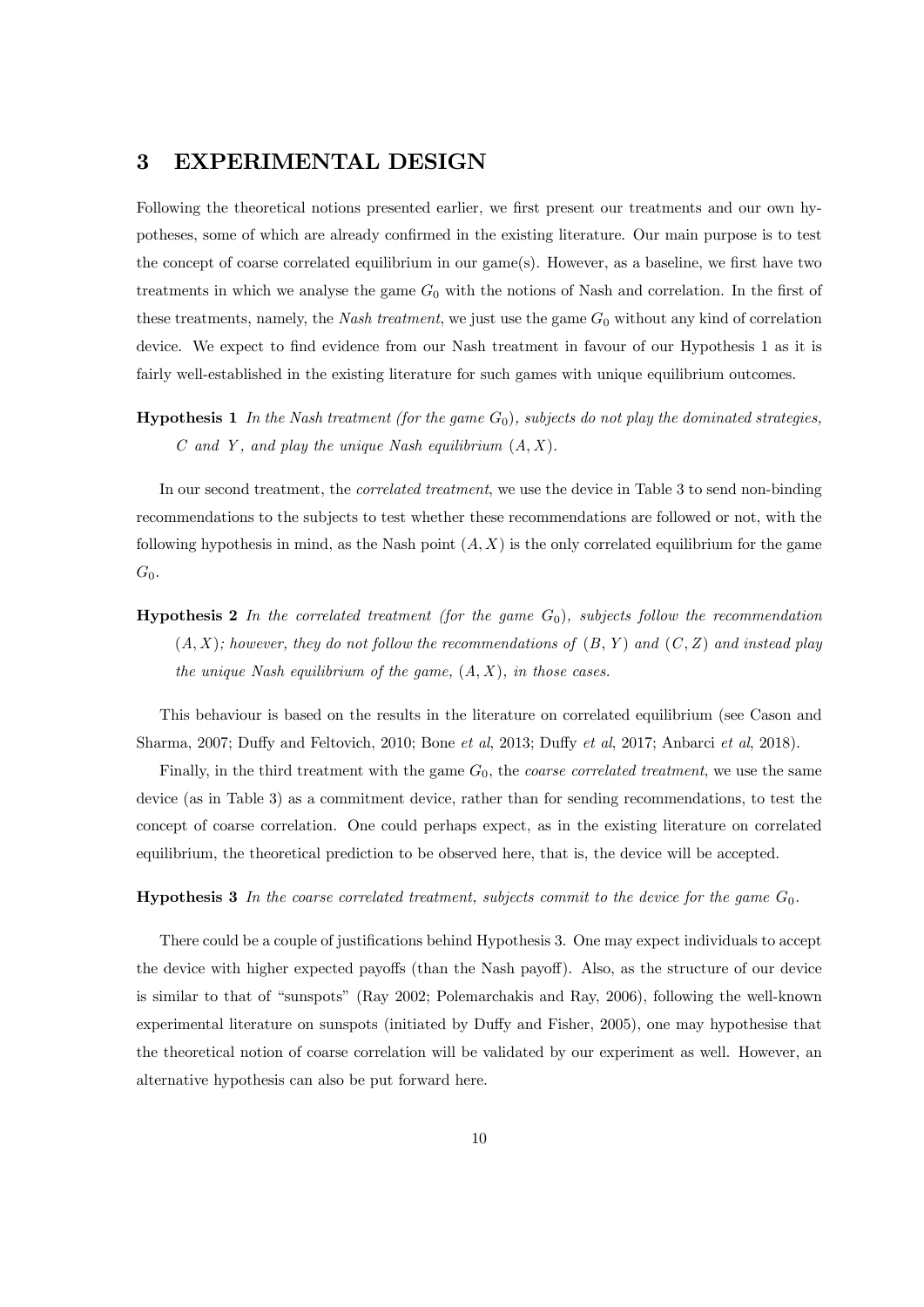## 3 EXPERIMENTAL DESIGN

Following the theoretical notions presented earlier, we first present our treatments and our own hypotheses, some of which are already confirmed in the existing literature. Our main purpose is to test the concept of coarse correlated equilibrium in our game(s). However, as a baseline, we first have two treatments in which we analyse the game $G_0$ with the notions of Nash and correlation. In the first of these treatments, namely, the *Nash treatment*, we just use the game $G_0$ without any kind of correlation device. We expect to find evidence from our Nash treatment in favour of our Hypothesis 1 as it is fairly well-established in the existing literature for such games with unique equilibrium outcomes.

**Hypothesis 1** *In the Nash treatment (for the game $G_0$), subjects do not play the dominated strategies, $C$ and $Y$, and play the unique Nash equilibrium $(A, X)$.*

In our second treatment, the *correlated treatment*, we use the device in Table 3 to send non-binding recommendations to the subjects to test whether these recommendations are followed or not, with the following hypothesis in mind, as the Nash point $(A, X)$ is the only correlated equilibrium for the game $G_0$.

**Hypothesis 2** *In the correlated treatment (for the game $G_0$), subjects follow the recommendation $(A, X)$; however, they do not follow the recommendations of $(B, Y)$ and $(C, Z)$ and instead play the unique Nash equilibrium of the game, $(A, X)$, in those cases.*

This behaviour is based on the results in the literature on correlated equilibrium (see Cason and Sharma, 2007; Duffy and Feltovich, 2010; Bone *et al*, 2013; Duffy *et al*, 2017; Anbarci *et al*, 2018).

Finally, in the third treatment with the game $G_0$, the *coarse correlated treatment*, we use the same device (as in Table 3) as a commitment device, rather than for sending recommendations, to test the concept of coarse correlation. One could perhaps expect, as in the existing literature on correlated equilibrium, the theoretical prediction to be observed here, that is, the device will be accepted.

**Hypothesis 3** *In the coarse correlated treatment, subjects commit to the device for the game $G_0$.*

There could be a couple of justifications behind Hypothesis 3. One may expect individuals to accept the device with higher expected payoffs (than the Nash payoff). Also, as the structure of our device is similar to that of "sunspots" (Ray 2002; Polemarchakis and Ray, 2006), following the well-known experimental literature on sunspots (initiated by Duffy and Fisher, 2005), one may hypothesise that the theoretical notion of coarse correlation will be validated by our experiment as well. However, an alternative hypothesis can also be put forward here.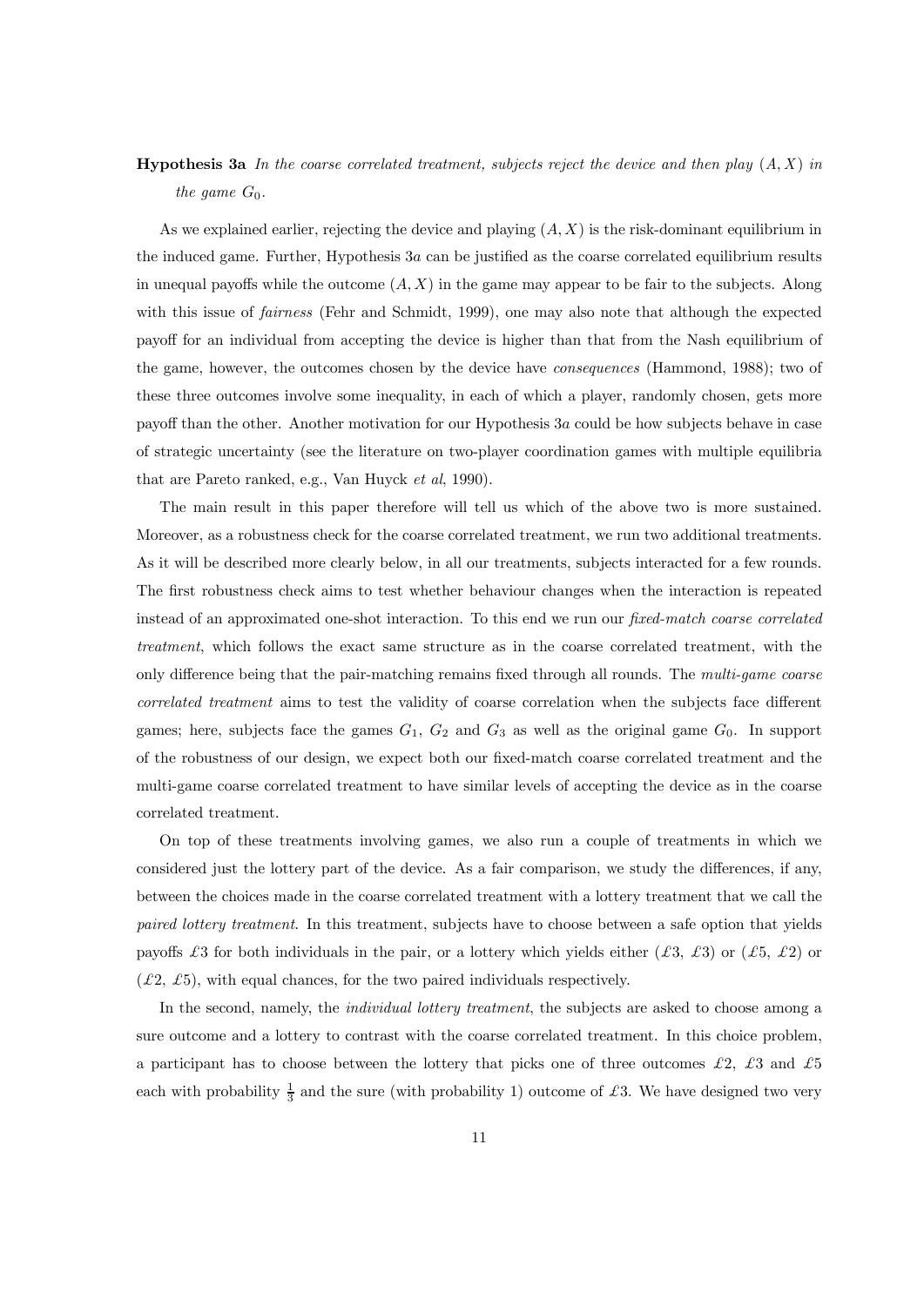**Hypothesis 3a** *In the coarse correlated treatment, subjects reject the device and then play $(A, X)$ in the game $G_0$.*

As we explained earlier, rejecting the device and playing $(A, X)$ is the risk-dominant equilibrium in the induced game. Further, Hypothesis 3*a* can be justified as the coarse correlated equilibrium results in unequal payoffs while the outcome $(A, X)$ in the game may appear to be fair to the subjects. Along with this issue of *fairness* (Fehr and Schmidt, 1999), one may also note that although the expected payoff for an individual from accepting the device is higher than that from the Nash equilibrium of the game, however, the outcomes chosen by the device have *consequences* (Hammond, 1988); two of these three outcomes involve some inequality, in each of which a player, randomly chosen, gets more payoff than the other. Another motivation for our Hypothesis 3*a* could be how subjects behave in case of strategic uncertainty (see the literature on two-player coordination games with multiple equilibria that are Pareto ranked, e.g., Van Huyck *et al*, 1990).

The main result in this paper therefore will tell us which of the above two is more sustained. Moreover, as a robustness check for the coarse correlated treatment, we run two additional treatments. As it will be described more clearly below, in all our treatments, subjects interacted for a few rounds. The first robustness check aims to test whether behaviour changes when the interaction is repeated instead of an approximated one-shot interaction. To this end we run our *fixed-match coarse correlated treatment*, which follows the exact same structure as in the coarse correlated treatment, with the only difference being that the pair-matching remains fixed through all rounds. The *multi-game coarse correlated treatment* aims to test the validity of coarse correlation when the subjects face different games; here, subjects face the games $G_1$, $G_2$ and $G_3$ as well as the original game $G_0$. In support of the robustness of our design, we expect both our fixed-match coarse correlated treatment and the multi-game coarse correlated treatment to have similar levels of accepting the device as in the coarse correlated treatment.

On top of these treatments involving games, we also run a couple of treatments in which we considered just the lottery part of the device. As a fair comparison, we study the differences, if any, between the choices made in the coarse correlated treatment with a lottery treatment that we call the *paired lottery treatment*. In this treatment, subjects have to choose between a safe option that yields payoffs £3 for both individuals in the pair, or a lottery which yields either (£3, £3) or (£5, £2) or (£2, £5), with equal chances, for the two paired individuals respectively.

In the second, namely, the *individual lottery treatment*, the subjects are asked to choose among a sure outcome and a lottery to contrast with the coarse correlated treatment. In this choice problem, a participant has to choose between the lottery that picks one of three outcomes £2, £3 and £5 each with probability $\frac{1}{3}$ and the sure (with probability 1) outcome of £3. We have designed two very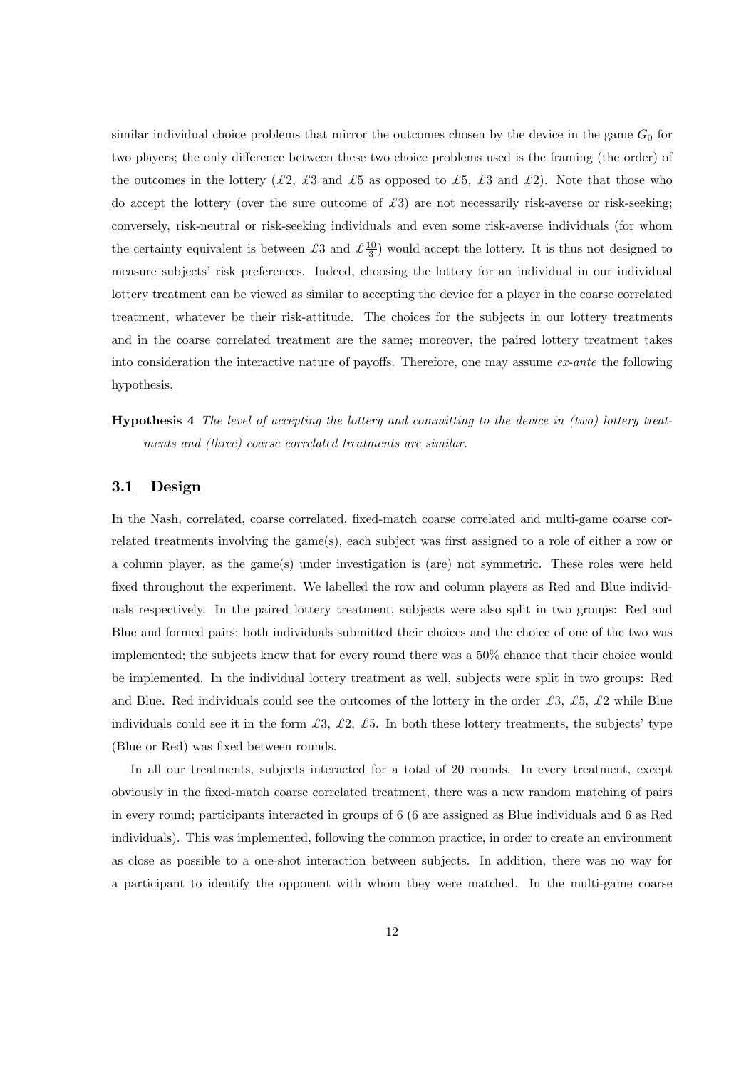similar individual choice problems that mirror the outcomes chosen by the device in the game $G_0$ for two players; the only difference between these two choice problems used is the framing (the order) of the outcomes in the lottery (£2, £3 and £5 as opposed to £5, £3 and £2). Note that those who do accept the lottery (over the sure outcome of £3) are not necessarily risk-averse or risk-seeking; conversely, risk-neutral or risk-seeking individuals and even some risk-averse individuals (for whom the certainty equivalent is between £3 and £$\frac{10}{3}$) would accept the lottery. It is thus not designed to measure subjects' risk preferences. Indeed, choosing the lottery for an individual in our individual lottery treatment can be viewed as similar to accepting the device for a player in the coarse correlated treatment, whatever be their risk-attitude. The choices for the subjects in our lottery treatments and in the coarse correlated treatment are the same; moreover, the paired lottery treatment takes into consideration the interactive nature of payoffs. Therefore, one may assume *ex-ante* the following hypothesis.

**Hypothesis 4** *The level of accepting the lottery and committing to the device in (two) lottery treatments and (three) coarse correlated treatments are similar.*

### 3.1 Design

In the Nash, correlated, coarse correlated, fixed-match coarse correlated and multi-game coarse correlated treatments involving the game(s), each subject was first assigned to a role of either a row or a column player, as the game(s) under investigation is (are) not symmetric. These roles were held fixed throughout the experiment. We labelled the row and column players as Red and Blue individuals respectively. In the paired lottery treatment, subjects were also split in two groups: Red and Blue and formed pairs; both individuals submitted their choices and the choice of one of the two was implemented; the subjects knew that for every round there was a 50% chance that their choice would be implemented. In the individual lottery treatment as well, subjects were split in two groups: Red and Blue. Red individuals could see the outcomes of the lottery in the order £3, £5, £2 while Blue individuals could see it in the form £3, £2, £5. In both these lottery treatments, the subjects' type (Blue or Red) was fixed between rounds.

In all our treatments, subjects interacted for a total of 20 rounds. In every treatment, except obviously in the fixed-match coarse correlated treatment, there was a new random matching of pairs in every round; participants interacted in groups of 6 (6 are assigned as Blue individuals and 6 as Red individuals). This was implemented, following the common practice, in order to create an environment as close as possible to a one-shot interaction between subjects. In addition, there was no way for a participant to identify the opponent with whom they were matched. In the multi-game coarse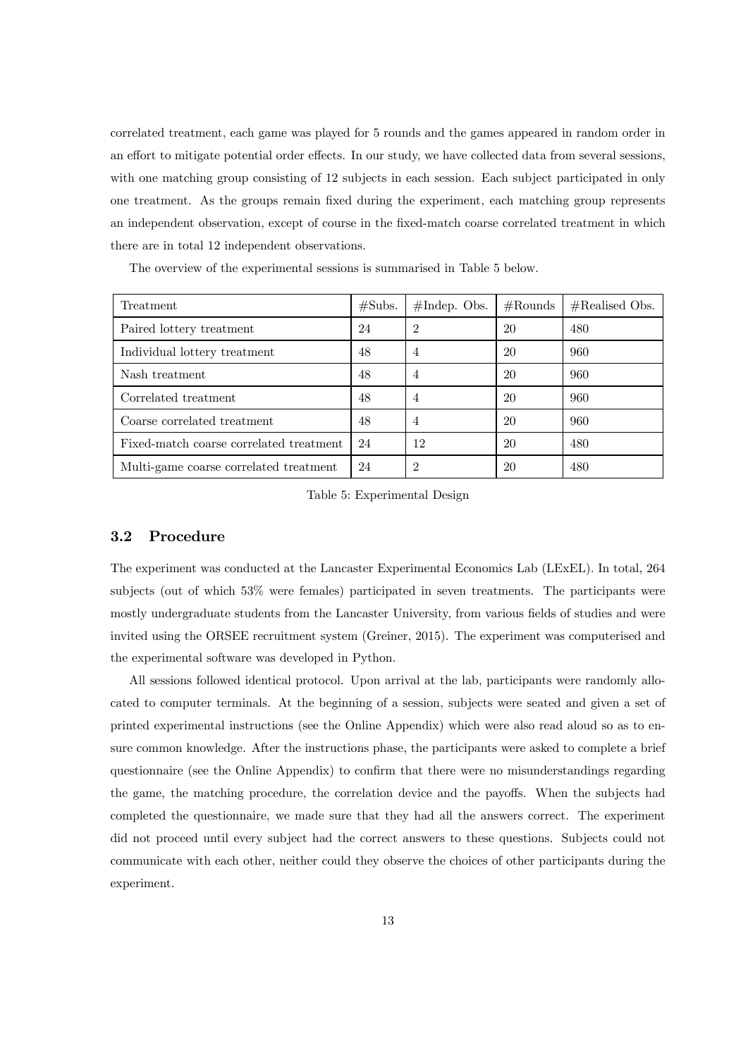correlated treatment, each game was played for 5 rounds and the games appeared in random order in an effort to mitigate potential order effects. In our study, we have collected data from several sessions, with one matching group consisting of 12 subjects in each session. Each subject participated in only one treatment. As the groups remain fixed during the experiment, each matching group represents an independent observation, except of course in the fixed-match coarse correlated treatment in which there are in total 12 independent observations.

The overview of the experimental sessions is summarised in Table 5 below.

| Treatment | #Subs. | #Indep. Obs. | #Rounds | #Realised Obs. |
|---|---|---|---|---|
| Paired lottery treatment | 24 | 2 | 20 | 480 |
| Individual lottery treatment | 48 | 4 | 20 | 960 |
| Nash treatment | 48 | 4 | 20 | 960 |
| Correlated treatment | 48 | 4 | 20 | 960 |
| Coarse correlated treatment | 48 | 4 | 20 | 960 |
| Fixed-match coarse correlated treatment | 24 | 12 | 20 | 480 |
| Multi-game coarse correlated treatment | 24 | 2 | 20 | 480 |

Table 5: Experimental Design

### 3.2 Procedure

The experiment was conducted at the Lancaster Experimental Economics Lab (LExEL). In total, 264 subjects (out of which 53% were females) participated in seven treatments. The participants were mostly undergraduate students from the Lancaster University, from various fields of studies and were invited using the ORSEE recruitment system (Greiner, 2015). The experiment was computerised and the experimental software was developed in Python.

All sessions followed identical protocol. Upon arrival at the lab, participants were randomly allocated to computer terminals. At the beginning of a session, subjects were seated and given a set of printed experimental instructions (see the Online Appendix) which were also read aloud so as to ensure common knowledge. After the instructions phase, the participants were asked to complete a brief questionnaire (see the Online Appendix) to confirm that there were no misunderstandings regarding the game, the matching procedure, the correlation device and the payoffs. When the subjects had completed the questionnaire, we made sure that they had all the answers correct. The experiment did not proceed until every subject had the correct answers to these questions. Subjects could not communicate with each other, neither could they observe the choices of other participants during the experiment.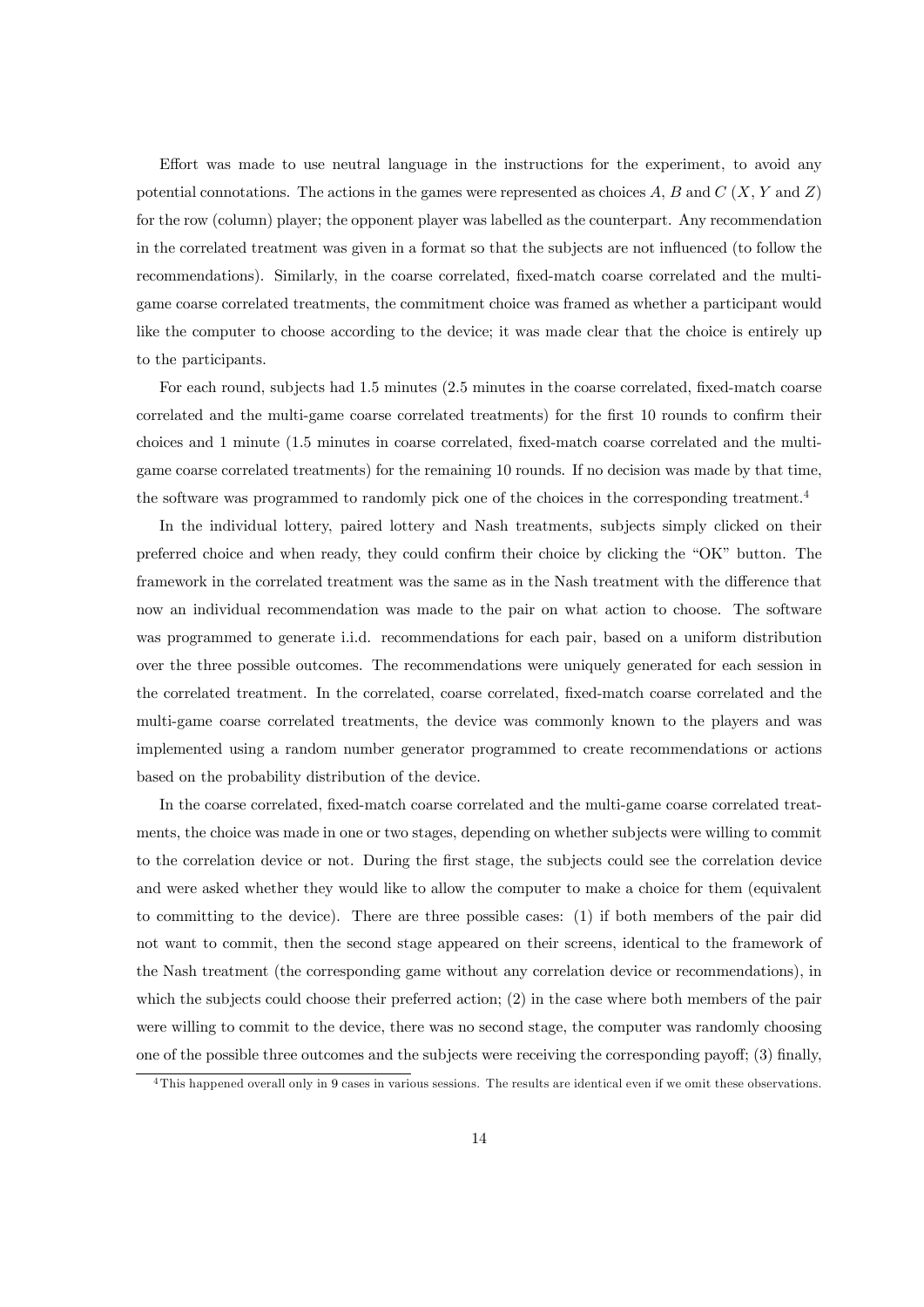Effort was made to use neutral language in the instructions for the experiment, to avoid any potential connotations. The actions in the games were represented as choices $A$, $B$ and $C$ ($X$, $Y$ and $Z$) for the row (column) player; the opponent player was labelled as the counterpart. Any recommendation in the correlated treatment was given in a format so that the subjects are not influenced (to follow the recommendations). Similarly, in the coarse correlated, fixed-match coarse correlated and the multi-game coarse correlated treatments, the commitment choice was framed as whether a participant would like the computer to choose according to the device; it was made clear that the choice is entirely up to the participants.

For each round, subjects had 1.5 minutes (2.5 minutes in the coarse correlated, fixed-match coarse correlated and the multi-game coarse correlated treatments) for the first 10 rounds to confirm their choices and 1 minute (1.5 minutes in coarse correlated, fixed-match coarse correlated and the multi-game coarse correlated treatments) for the remaining 10 rounds. If no decision was made by that time, the software was programmed to randomly pick one of the choices in the corresponding treatment.[4]

In the individual lottery, paired lottery and Nash treatments, subjects simply clicked on their preferred choice and when ready, they could confirm their choice by clicking the "OK" button. The framework in the correlated treatment was the same as in the Nash treatment with the difference that now an individual recommendation was made to the pair on what action to choose. The software was programmed to generate i.i.d. recommendations for each pair, based on a uniform distribution over the three possible outcomes. The recommendations were uniquely generated for each session in the correlated treatment. In the correlated, coarse correlated, fixed-match coarse correlated and the multi-game coarse correlated treatments, the device was commonly known to the players and was implemented using a random number generator programmed to create recommendations or actions based on the probability distribution of the device.

In the coarse correlated, fixed-match coarse correlated and the multi-game coarse correlated treatments, the choice was made in one or two stages, depending on whether subjects were willing to commit to the correlation device or not. During the first stage, the subjects could see the correlation device and were asked whether they would like to allow the computer to make a choice for them (equivalent to committing to the device). There are three possible cases: (1) if both members of the pair did not want to commit, then the second stage appeared on their screens, identical to the framework of the Nash treatment (the corresponding game without any correlation device or recommendations), in which the subjects could choose their preferred action; (2) in the case where both members of the pair were willing to commit to the device, there was no second stage, the computer was randomly choosing one of the possible three outcomes and the subjects were receiving the corresponding payoff; (3) finally,

[4] This happened overall only in 9 cases in various sessions. The results are identical even if we omit these observations.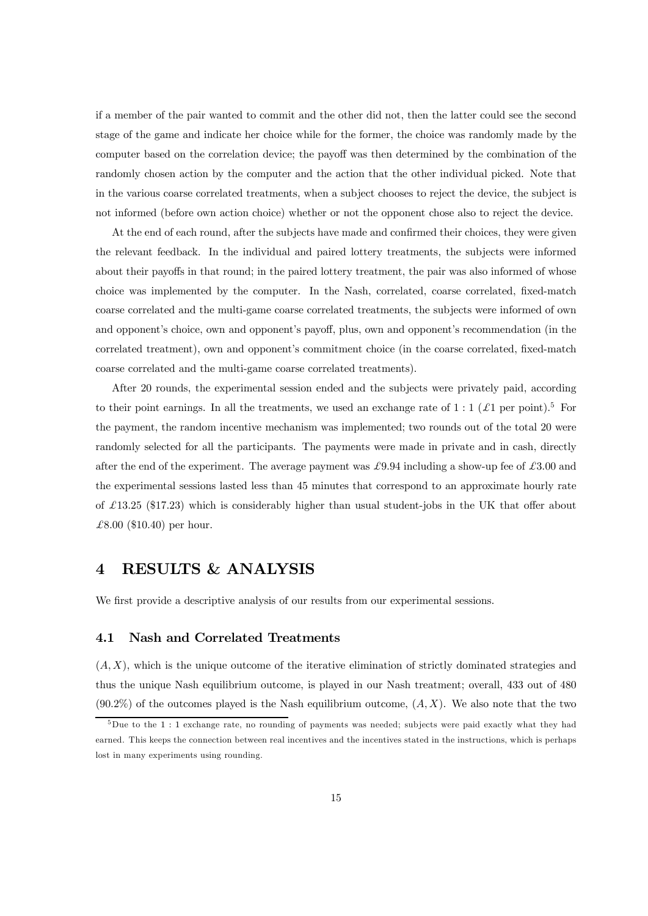if a member of the pair wanted to commit and the other did not, then the latter could see the second stage of the game and indicate her choice while for the former, the choice was randomly made by the computer based on the correlation device; the payoff was then determined by the combination of the randomly chosen action by the computer and the action that the other individual picked. Note that in the various coarse correlated treatments, when a subject chooses to reject the device, the subject is not informed (before own action choice) whether or not the opponent chose also to reject the device.

At the end of each round, after the subjects have made and confirmed their choices, they were given the relevant feedback. In the individual and paired lottery treatments, the subjects were informed about their payoffs in that round; in the paired lottery treatment, the pair was also informed of whose choice was implemented by the computer. In the Nash, correlated, coarse correlated, fixed-match coarse correlated and the multi-game coarse correlated treatments, the subjects were informed of own and opponent's choice, own and opponent's payoff, plus, own and opponent's recommendation (in the correlated treatment), own and opponent's commitment choice (in the coarse correlated, fixed-match coarse correlated and the multi-game coarse correlated treatments).

After 20 rounds, the experimental session ended and the subjects were privately paid, according to their point earnings. In all the treatments, we used an exchange rate of 1 : 1 (£1 per point).[5] For the payment, the random incentive mechanism was implemented; two rounds out of the total 20 were randomly selected for all the participants. The payments were made in private and in cash, directly after the end of the experiment. The average payment was £9.94 including a show-up fee of £3.00 and the experimental sessions lasted less than 45 minutes that correspond to an approximate hourly rate of £13.25 ($17.23) which is considerably higher than usual student-jobs in the UK that offer about £8.00 ($10.40) per hour.

# 4 RESULTS & ANALYSIS

We first provide a descriptive analysis of our results from our experimental sessions.

## 4.1 Nash and Correlated Treatments

$(A, X)$, which is the unique outcome of the iterative elimination of strictly dominated strategies and thus the unique Nash equilibrium outcome, is played in our Nash treatment; overall, 433 out of 480 (90.2%) of the outcomes played is the Nash equilibrium outcome, $(A, X)$. We also note that the two

[5] Due to the 1 : 1 exchange rate, no rounding of payments was needed; subjects were paid exactly what they had earned. This keeps the connection between real incentives and the incentives stated in the instructions, which is perhaps lost in many experiments using rounding.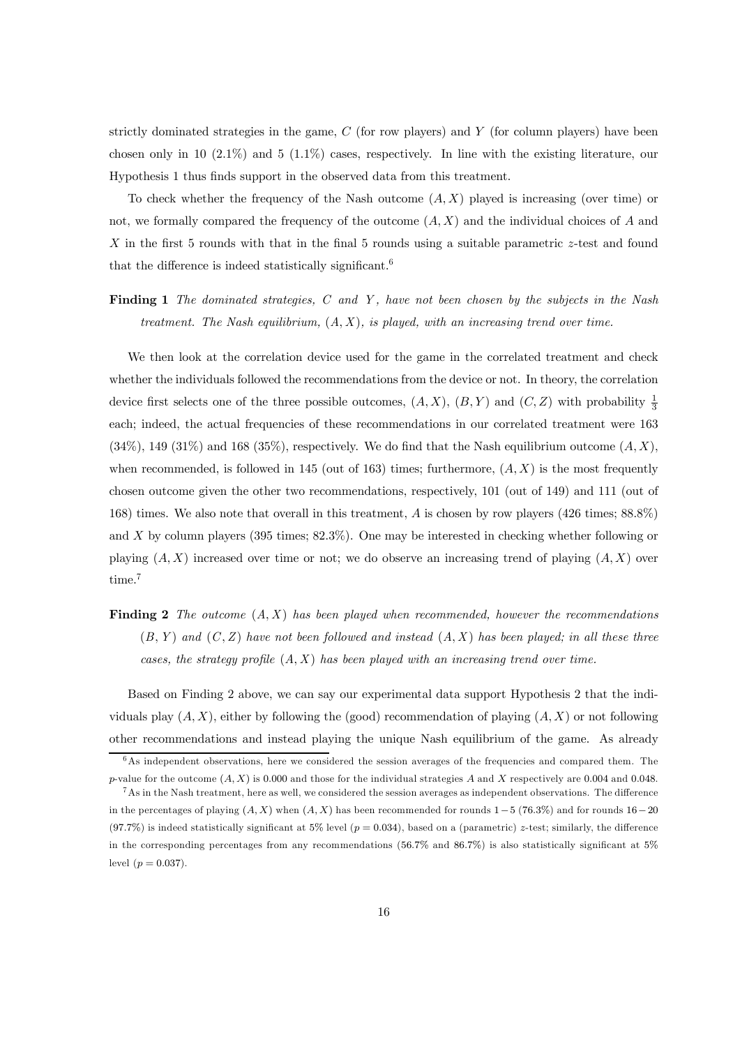strictly dominated strategies in the game, $C$ (for row players) and $Y$ (for column players) have been chosen only in 10 (2.1%) and 5 (1.1%) cases, respectively. In line with the existing literature, our Hypothesis 1 thus finds support in the observed data from this treatment.

To check whether the frequency of the Nash outcome $(A, X)$ played is increasing (over time) or not, we formally compared the frequency of the outcome $(A, X)$ and the individual choices of $A$ and $X$ in the first 5 rounds with that in the final 5 rounds using a suitable parametric $z$-test and found that the difference is indeed statistically significant.[6]

**Finding 1** *The dominated strategies, $C$ and $Y$, have not been chosen by the subjects in the Nash treatment. The Nash equilibrium, $(A, X)$, is played, with an increasing trend over time.*

We then look at the correlation device used for the game in the correlated treatment and check whether the individuals followed the recommendations from the device or not. In theory, the correlation device first selects one of the three possible outcomes, $(A, X)$, $(B, Y)$ and $(C, Z)$ with probability $\frac{1}{3}$ each; indeed, the actual frequencies of these recommendations in our correlated treatment were 163 (34%), 149 (31%) and 168 (35%), respectively. We do find that the Nash equilibrium outcome $(A, X)$, when recommended, is followed in 145 (out of 163) times; furthermore, $(A, X)$ is the most frequently chosen outcome given the other two recommendations, respectively, 101 (out of 149) and 111 (out of 168) times. We also note that overall in this treatment, $A$ is chosen by row players (426 times; 88.8%) and $X$ by column players (395 times; 82.3%). One may be interested in checking whether following or playing $(A, X)$ increased over time or not; we do observe an increasing trend of playing $(A, X)$ over time.[7]

**Finding 2** *The outcome $(A, X)$ has been played when recommended, however the recommendations $(B, Y)$ and $(C, Z)$ have not been followed and instead $(A, X)$ has been played; in all these three cases, the strategy profile $(A, X)$ has been played with an increasing trend over time.*

Based on Finding 2 above, we can say our experimental data support Hypothesis 2 that the individuals play $(A, X)$, either by following the (good) recommendation of playing $(A, X)$ or not following other recommendations and instead playing the unique Nash equilibrium of the game. As already

[6] As independent observations, here we considered the session averages of the frequencies and compared them. The $p$-value for the outcome $(A, X)$ is 0.000 and those for the individual strategies $A$ and $X$ respectively are 0.004 and 0.048.

[7] As in the Nash treatment, here as well, we considered the session averages as independent observations. The difference in the percentages of playing $(A, X)$ when $(A, X)$ has been recommended for rounds $1-5$ (76.3%) and for rounds $16-20$ (97.7%) is indeed statistically significant at 5% level ($p = 0.034$), based on a (parametric) $z$-test; similarly, the difference in the corresponding percentages from any recommendations (56.7% and 86.7%) is also statistically significant at 5% level ($p = 0.037$).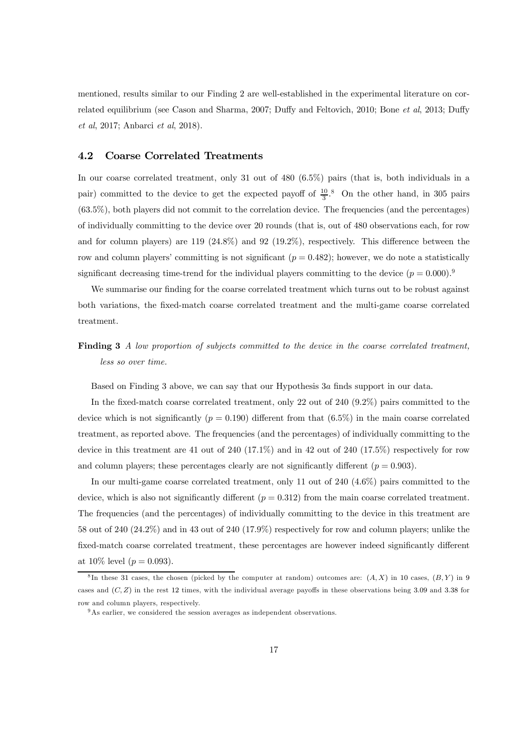mentioned, results similar to our Finding 2 are well-established in the experimental literature on correlated equilibrium (see Cason and Sharma, 2007; Duffy and Feltovich, 2010; Bone *et al*, 2013; Duffy *et al*, 2017; Anbarci *et al*, 2018).

### 4.2 Coarse Correlated Treatments

In our coarse correlated treatment, only 31 out of 480 (6.5%) pairs (that is, both individuals in a pair) committed to the device to get the expected payoff of $\frac{10}{3}$.[8] On the other hand, in 305 pairs (63.5%), both players did not commit to the correlation device. The frequencies (and the percentages) of individually committing to the device over 20 rounds (that is, out of 480 observations each, for row and for column players) are 119 (24.8%) and 92 (19.2%), respectively. This difference between the row and column players' committing is not significant ($p = 0.482$); however, we do note a statistically significant decreasing time-trend for the individual players committing to the device ($p = 0.000$).[9]

We summarise our finding for the coarse correlated treatment which turns out to be robust against both variations, the fixed-match coarse correlated treatment and the multi-game coarse correlated treatment.

**Finding 3** *A low proportion of subjects committed to the device in the coarse correlated treatment, less so over time.*

Based on Finding 3 above, we can say that our Hypothesis 3*a* finds support in our data.

In the fixed-match coarse correlated treatment, only 22 out of 240 (9.2%) pairs committed to the device which is not significantly ($p = 0.190$) different from that (6.5%) in the main coarse correlated treatment, as reported above. The frequencies (and the percentages) of individually committing to the device in this treatment are 41 out of 240 (17.1%) and in 42 out of 240 (17.5%) respectively for row and column players; these percentages clearly are not significantly different ($p = 0.903$).

In our multi-game coarse correlated treatment, only 11 out of 240 (4.6%) pairs committed to the device, which is also not significantly different ($p = 0.312$) from the main coarse correlated treatment. The frequencies (and the percentages) of individually committing to the device in this treatment are 58 out of 240 (24.2%) and in 43 out of 240 (17.9%) respectively for row and column players; unlike the fixed-match coarse correlated treatment, these percentages are however indeed significantly different at 10% level ($p = 0.093$).

[8] In these 31 cases, the chosen (picked by the computer at random) outcomes are: $(A, X)$ in 10 cases, $(B, Y)$ in 9 cases and $(C, Z)$ in the rest 12 times, with the individual average payoffs in these observations being 3.09 and 3.38 for row and column players, respectively.

[9] As earlier, we considered the session averages as independent observations.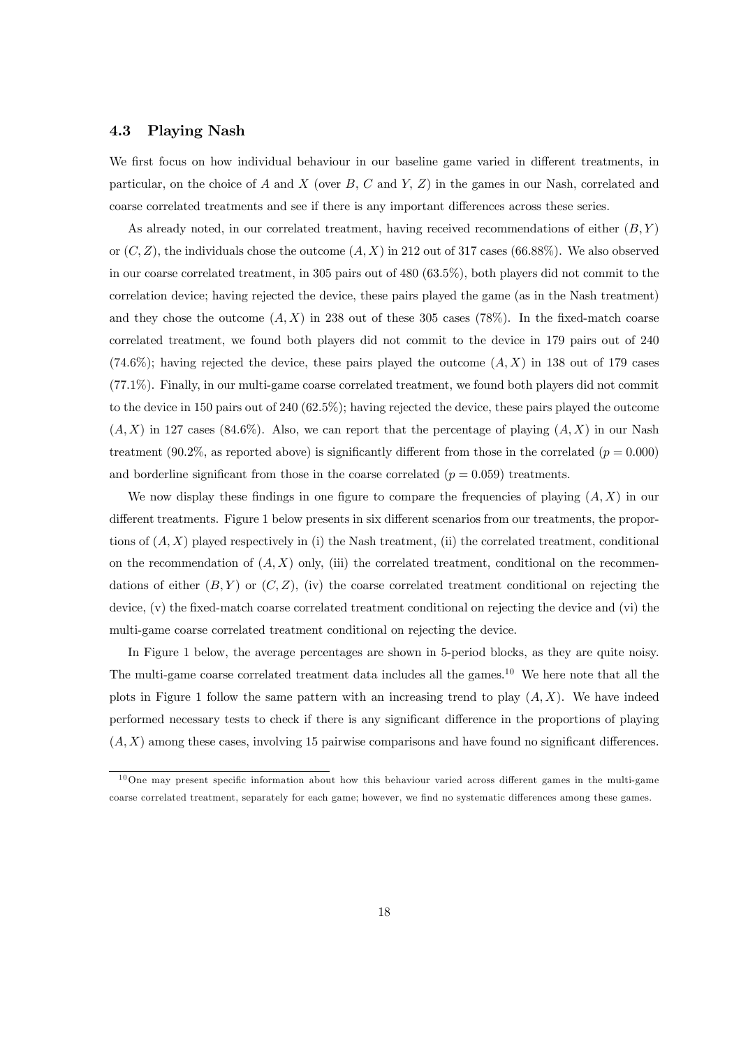### 4.3 Playing Nash

We first focus on how individual behaviour in our baseline game varied in different treatments, in particular, on the choice of $A$ and $X$ (over $B$, $C$ and $Y$, $Z$) in the games in our Nash, correlated and coarse correlated treatments and see if there is any important differences across these series.

As already noted, in our correlated treatment, having received recommendations of either $(B, Y)$ or $(C, Z)$, the individuals chose the outcome $(A, X)$ in 212 out of 317 cases (66.88%). We also observed in our coarse correlated treatment, in 305 pairs out of 480 (63.5%), both players did not commit to the correlation device; having rejected the device, these pairs played the game (as in the Nash treatment) and they chose the outcome $(A, X)$ in 238 out of these 305 cases (78%). In the fixed-match coarse correlated treatment, we found both players did not commit to the device in 179 pairs out of 240 (74.6%); having rejected the device, these pairs played the outcome $(A, X)$ in 138 out of 179 cases (77.1%). Finally, in our multi-game coarse correlated treatment, we found both players did not commit to the device in 150 pairs out of 240 (62.5%); having rejected the device, these pairs played the outcome $(A, X)$ in 127 cases (84.6%). Also, we can report that the percentage of playing $(A, X)$ in our Nash treatment (90.2%, as reported above) is significantly different from those in the correlated ($p = 0.000$) and borderline significant from those in the coarse correlated ($p = 0.059$) treatments.

We now display these findings in one figure to compare the frequencies of playing $(A, X)$ in our different treatments. Figure 1 below presents in six different scenarios from our treatments, the proportions of $(A, X)$ played respectively in (i) the Nash treatment, (ii) the correlated treatment, conditional on the recommendation of $(A, X)$ only, (iii) the correlated treatment, conditional on the recommendations of either $(B, Y)$ or $(C, Z)$, (iv) the coarse correlated treatment conditional on rejecting the device, (v) the fixed-match coarse correlated treatment conditional on rejecting the device and (vi) the multi-game coarse correlated treatment conditional on rejecting the device.

In Figure 1 below, the average percentages are shown in 5-period blocks, as they are quite noisy. The multi-game coarse correlated treatment data includes all the games.[10] We here note that all the plots in Figure 1 follow the same pattern with an increasing trend to play $(A, X)$. We have indeed performed necessary tests to check if there is any significant difference in the proportions of playing $(A, X)$ among these cases, involving 15 pairwise comparisons and have found no significant differences.

[10] One may present specific information about how this behaviour varied across different games in the multi-game coarse correlated treatment, separately for each game; however, we find no systematic differences among these games.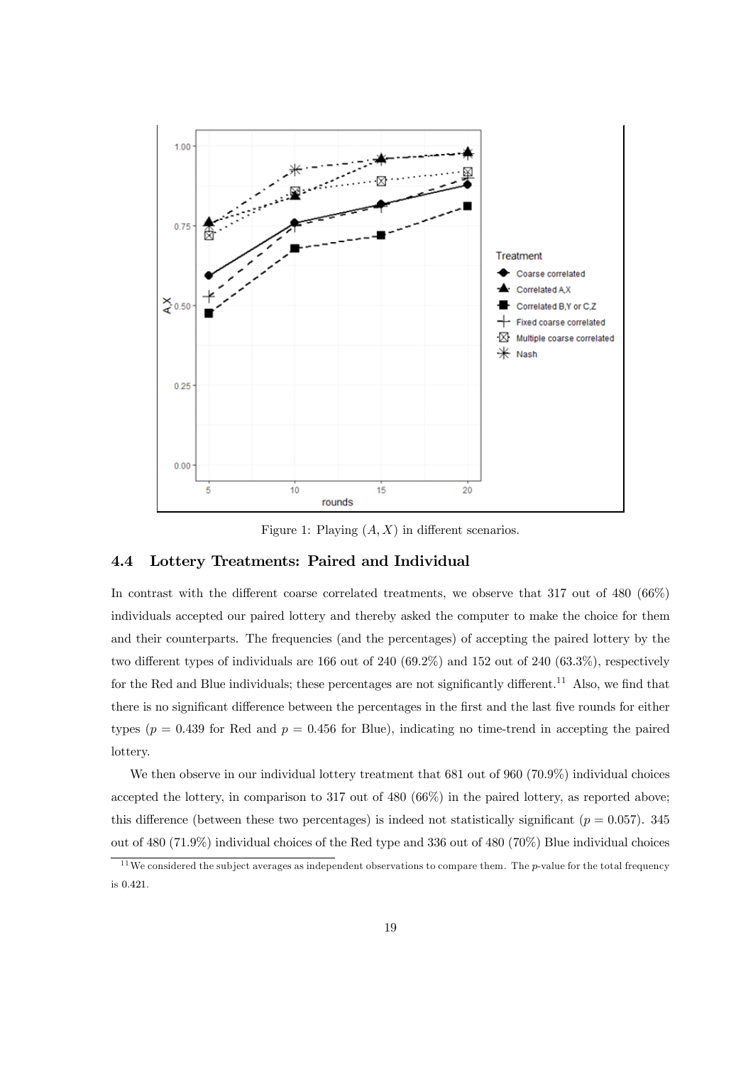Figure 1: Playing $(A, X)$ in different scenarios.

### 4.4 Lottery Treatments: Paired and Individual

In contrast with the different coarse correlated treatments, we observe that 317 out of 480 (66%) individuals accepted our paired lottery and thereby asked the computer to make the choice for them and their counterparts. The frequencies (and the percentages) of accepting the paired lottery by the two different types of individuals are 166 out of 240 (69.2%) and 152 out of 240 (63.3%), respectively for the Red and Blue individuals; these percentages are not significantly different.[11] Also, we find that there is no significant difference between the percentages in the first and the last five rounds for either types ($p = 0.439$ for Red and $p = 0.456$ for Blue), indicating no time-trend in accepting the paired lottery.

We then observe in our individual lottery treatment that 681 out of 960 (70.9%) individual choices accepted the lottery, in comparison to 317 out of 480 (66%) in the paired lottery, as reported above; this difference (between these two percentages) is indeed not statistically significant ($p = 0.057$). 345 out of 480 (71.9%) individual choices of the Red type and 336 out of 480 (70%) Blue individual choices

[11] We considered the subject averages as independent observations to compare them. The $p$-value for the total frequency is 0.421.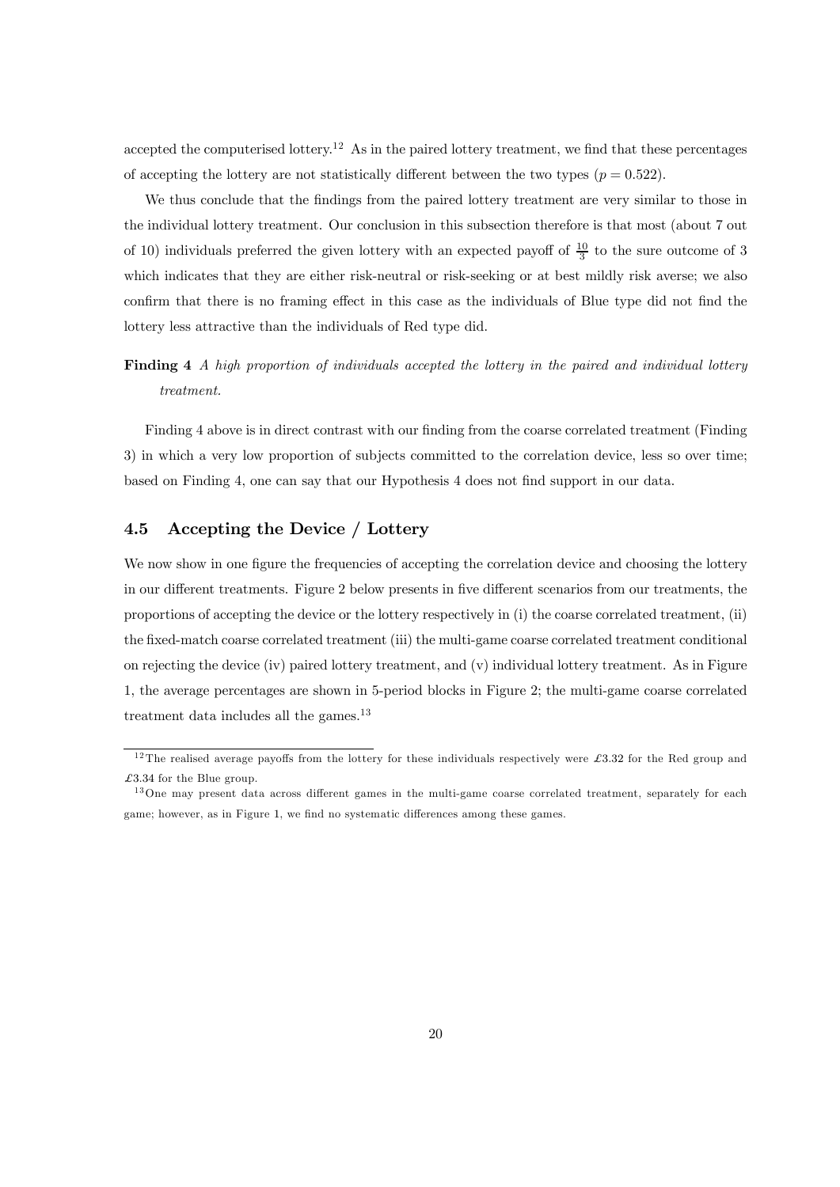accepted the computerised lottery.[12] As in the paired lottery treatment, we find that these percentages of accepting the lottery are not statistically different between the two types ($p = 0.522$).

We thus conclude that the findings from the paired lottery treatment are very similar to those in the individual lottery treatment. Our conclusion in this subsection therefore is that most (about 7 out of 10) individuals preferred the given lottery with an expected payoff of $\frac{10}{3}$ to the sure outcome of 3 which indicates that they are either risk-neutral or risk-seeking or at best mildly risk averse; we also confirm that there is no framing effect in this case as the individuals of Blue type did not find the lottery less attractive than the individuals of Red type did.

**Finding 4** *A high proportion of individuals accepted the lottery in the paired and individual lottery treatment.*

Finding 4 above is in direct contrast with our finding from the coarse correlated treatment (Finding 3) in which a very low proportion of subjects committed to the correlation device, less so over time; based on Finding 4, one can say that our Hypothesis 4 does not find support in our data.

### 4.5 Accepting the Device / Lottery

We now show in one figure the frequencies of accepting the correlation device and choosing the lottery in our different treatments. Figure 2 below presents in five different scenarios from our treatments, the proportions of accepting the device or the lottery respectively in (i) the coarse correlated treatment, (ii) the fixed-match coarse correlated treatment (iii) the multi-game coarse correlated treatment conditional on rejecting the device (iv) paired lottery treatment, and (v) individual lottery treatment. As in Figure 1, the average percentages are shown in 5-period blocks in Figure 2; the multi-game coarse correlated treatment data includes all the games.[13]

---

[12] The realised average payoffs from the lottery for these individuals respectively were £3.32 for the Red group and £3.34 for the Blue group.

[13] One may present data across different games in the multi-game coarse correlated treatment, separately for each game; however, as in Figure 1, we find no systematic differences among these games.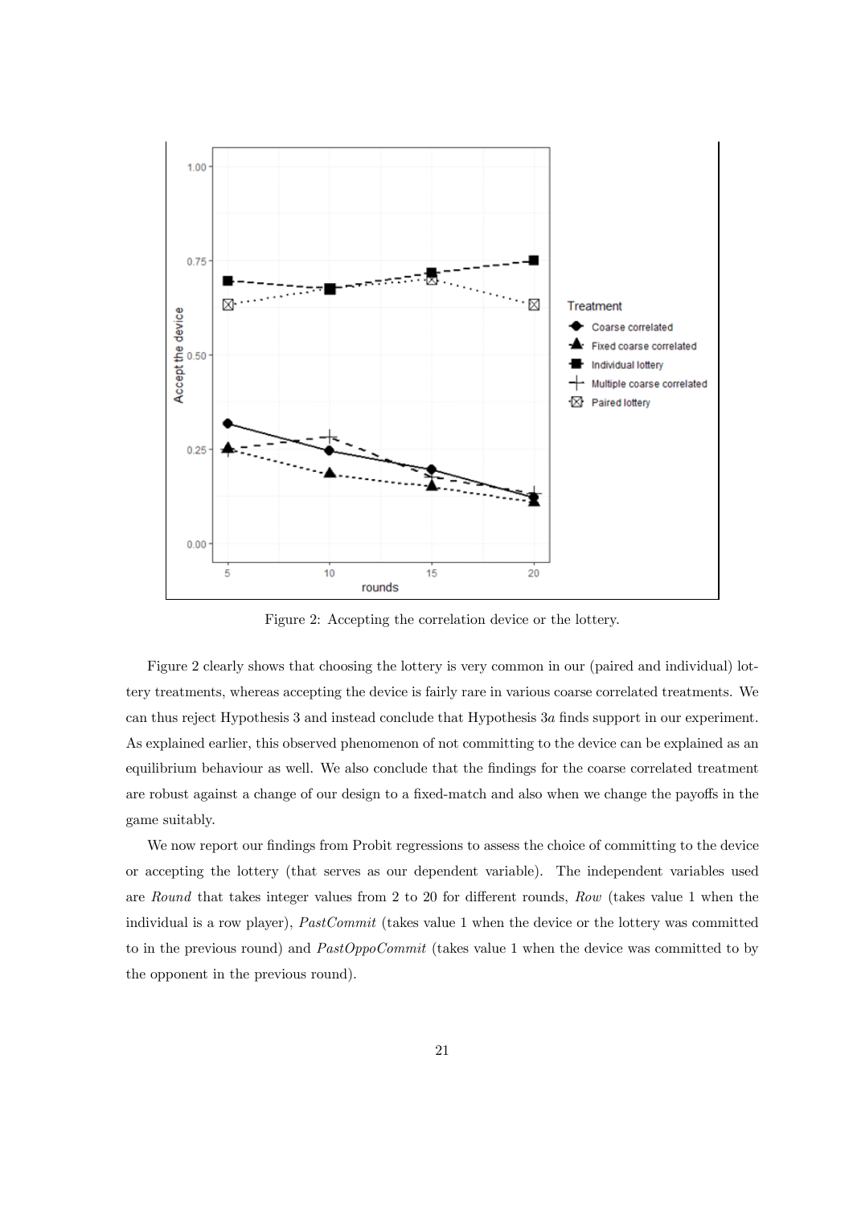Figure 2: Accepting the correlation device or the lottery.

Figure 2 clearly shows that choosing the lottery is very common in our (paired and individual) lottery treatments, whereas accepting the device is fairly rare in various coarse correlated treatments. We can thus reject Hypothesis 3 and instead conclude that Hypothesis 3*a* finds support in our experiment. As explained earlier, this observed phenomenon of not committing to the device can be explained as an equilibrium behaviour as well. We also conclude that the findings for the coarse correlated treatment are robust against a change of our design to a fixed-match and also when we change the payoffs in the game suitably.

We now report our findings from Probit regressions to assess the choice of committing to the device or accepting the lottery (that serves as our dependent variable). The independent variables used are *Round* that takes integer values from 2 to 20 for different rounds, *Row* (takes value 1 when the individual is a row player), *PastCommit* (takes value 1 when the device or the lottery was committed to in the previous round) and *PastOppoCommit* (takes value 1 when the device was committed to by the opponent in the previous round).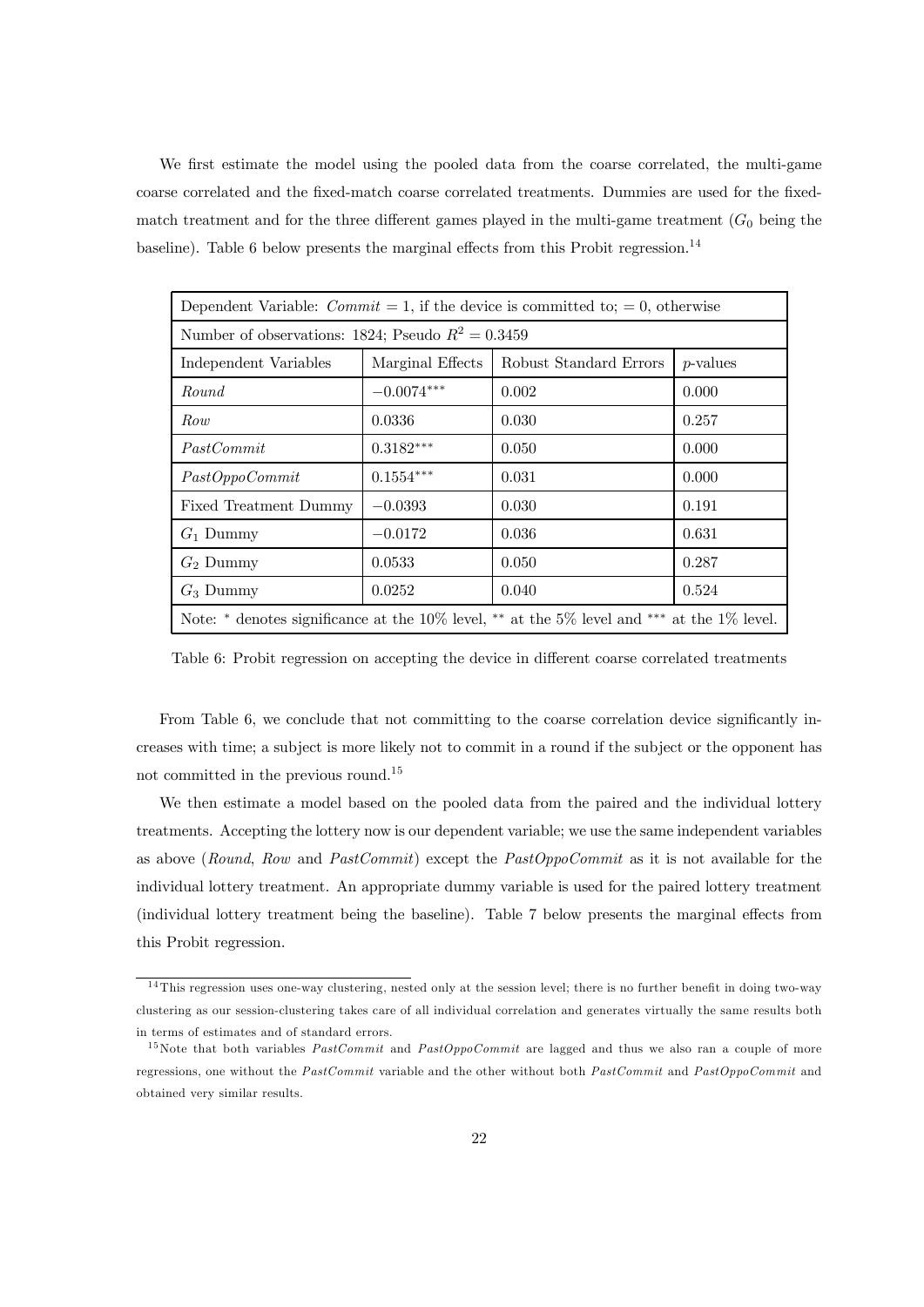We first estimate the model using the pooled data from the coarse correlated, the multi-game coarse correlated and the fixed-match coarse correlated treatments. Dummies are used for the fixed-match treatment and for the three different games played in the multi-game treatment ($G_0$ being the baseline). Table 6 below presents the marginal effects from this Probit regression.[14]

| Dependent Variable: *Commit* = 1, if the device is committed to; = 0, otherwise | | | |
|---|---|---|---|
| Number of observations: 1824; Pseudo $R^2 = 0.3459$ | | | |
| Independent Variables | Marginal Effects | Robust Standard Errors | $p$-values |
| *Round* | $-0.0074^{***}$ | 0.002 | 0.000 |
| *Row* | 0.0336 | 0.030 | 0.257 |
| *PastCommit* | $0.3182^{***}$ | 0.050 | 0.000 |
| *PastOppoCommit* | $0.1554^{***}$ | 0.031 | 0.000 |
| Fixed Treatment Dummy | $-0.0393$ | 0.030 | 0.191 |
| $G_1$ Dummy | $-0.0172$ | 0.036 | 0.631 |
| $G_2$ Dummy | 0.0533 | 0.050 | 0.287 |
| $G_3$ Dummy | 0.0252 | 0.040 | 0.524 |
| Note: $^*$ denotes significance at the 10% level, $^{**}$ at the 5% level and $^{***}$ at the 1% level. | | | |

Table 6: Probit regression on accepting the device in different coarse correlated treatments

From Table 6, we conclude that not committing to the coarse correlation device significantly increases with time; a subject is more likely not to commit in a round if the subject or the opponent has not committed in the previous round.[15]

We then estimate a model based on the pooled data from the paired and the individual lottery treatments. Accepting the lottery now is our dependent variable; we use the same independent variables as above (*Round*, *Row* and *PastCommit*) except the *PastOppoCommit* as it is not available for the individual lottery treatment. An appropriate dummy variable is used for the paired lottery treatment (individual lottery treatment being the baseline). Table 7 below presents the marginal effects from this Probit regression.

[14] This regression uses one-way clustering, nested only at the session level; there is no further benefit in doing two-way clustering as our session-clustering takes care of all individual correlation and generates virtually the same results both in terms of estimates and of standard errors.

[15] Note that both variables *PastCommit* and *PastOppoCommit* are lagged and thus we also ran a couple of more regressions, one without the *PastCommit* variable and the other without both *PastCommit* and *PastOppoCommit* and obtained very similar results.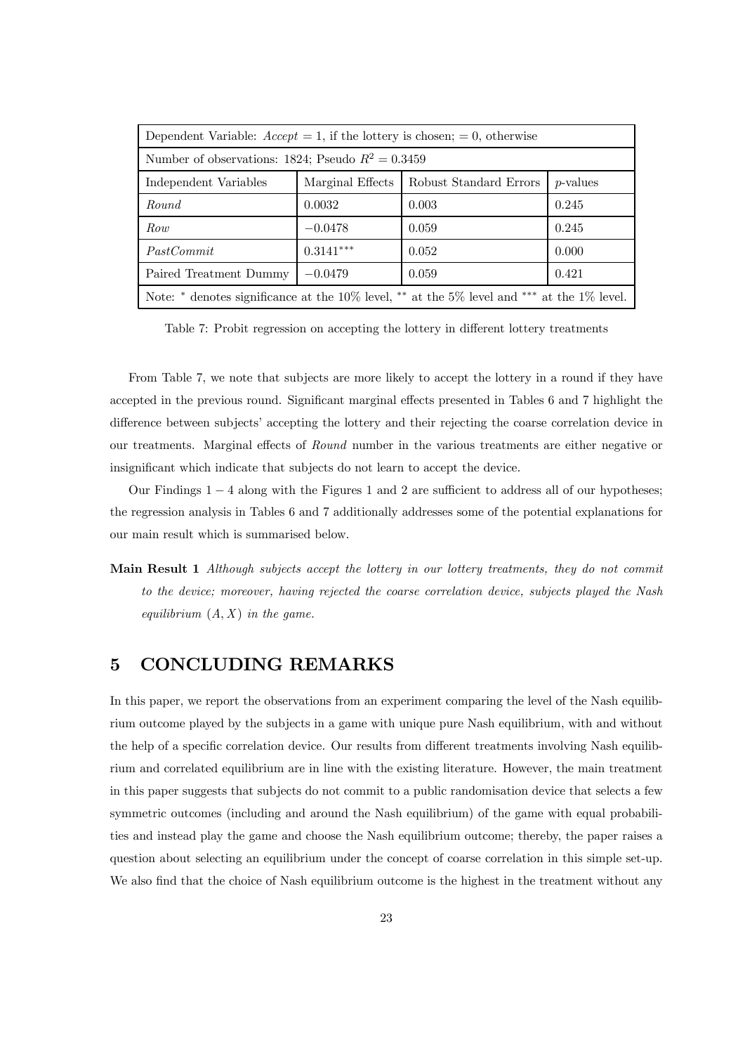| Dependent Variable: $Accept = 1$, if the lottery is chosen; $= 0$, otherwise | | | |
|---|---|---|---|
| Number of observations: 1824; Pseudo $R^2 = 0.3459$ | | | |
| Independent Variables | Marginal Effects | Robust Standard Errors | $p$-values |
| *Round* | 0.0032 | 0.003 | 0.245 |
| *Row* | $-0.0478$ | 0.059 | 0.245 |
| *PastCommit* | $0.3141^{***}$ | 0.052 | 0.000 |
| Paired Treatment Dummy | $-0.0479$ | 0.059 | 0.421 |
| Note: $^{*}$ denotes significance at the 10% level, $^{**}$ at the 5% level and $^{***}$ at the 1% level. | | | |

Table 7: Probit regression on accepting the lottery in different lottery treatments

From Table 7, we note that subjects are more likely to accept the lottery in a round if they have accepted in the previous round. Significant marginal effects presented in Tables 6 and 7 highlight the difference between subjects' accepting the lottery and their rejecting the coarse correlation device in our treatments. Marginal effects of *Round* number in the various treatments are either negative or insignificant which indicate that subjects do not learn to accept the device.

Our Findings $1-4$ along with the Figures 1 and 2 are sufficient to address all of our hypotheses; the regression analysis in Tables 6 and 7 additionally addresses some of the potential explanations for our main result which is summarised below.

**Main Result 1** *Although subjects accept the lottery in our lottery treatments, they do not commit to the device; moreover, having rejected the coarse correlation device, subjects played the Nash equilibrium $(A, X)$ in the game.*

## 5 CONCLUDING REMARKS

In this paper, we report the observations from an experiment comparing the level of the Nash equilibrium outcome played by the subjects in a game with unique pure Nash equilibrium, with and without the help of a specific correlation device. Our results from different treatments involving Nash equilibrium and correlated equilibrium are in line with the existing literature. However, the main treatment in this paper suggests that subjects do not commit to a public randomisation device that selects a few symmetric outcomes (including and around the Nash equilibrium) of the game with equal probabilities and instead play the game and choose the Nash equilibrium outcome; thereby, the paper raises a question about selecting an equilibrium under the concept of coarse correlation in this simple set-up. We also find that the choice of Nash equilibrium outcome is the highest in the treatment without any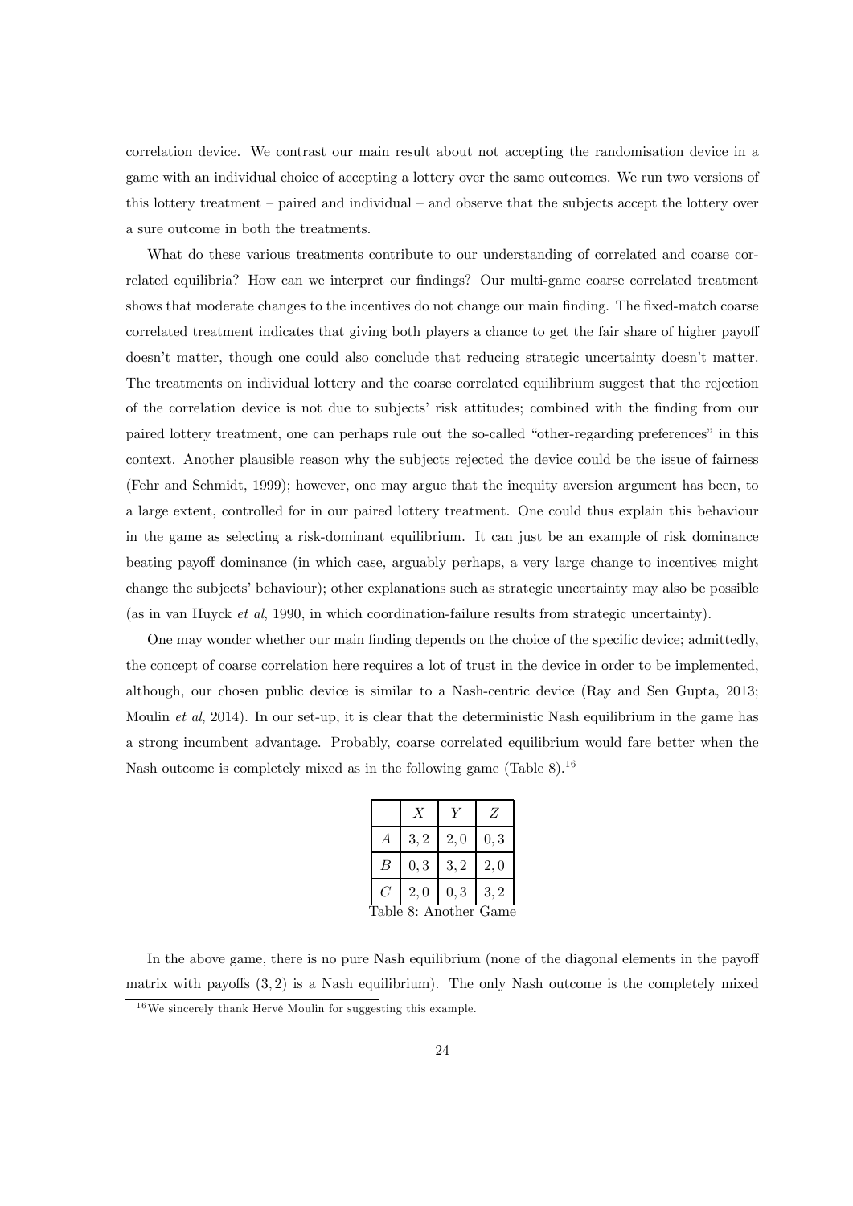correlation device. We contrast our main result about not accepting the randomisation device in a game with an individual choice of accepting a lottery over the same outcomes. We run two versions of this lottery treatment – paired and individual – and observe that the subjects accept the lottery over a sure outcome in both the treatments.

What do these various treatments contribute to our understanding of correlated and coarse correlated equilibria? How can we interpret our findings? Our multi-game coarse correlated treatment shows that moderate changes to the incentives do not change our main finding. The fixed-match coarse correlated treatment indicates that giving both players a chance to get the fair share of higher payoff doesn't matter, though one could also conclude that reducing strategic uncertainty doesn't matter. The treatments on individual lottery and the coarse correlated equilibrium suggest that the rejection of the correlation device is not due to subjects' risk attitudes; combined with the finding from our paired lottery treatment, one can perhaps rule out the so-called "other-regarding preferences" in this context. Another plausible reason why the subjects rejected the device could be the issue of fairness (Fehr and Schmidt, 1999); however, one may argue that the inequity aversion argument has been, to a large extent, controlled for in our paired lottery treatment. One could thus explain this behaviour in the game as selecting a risk-dominant equilibrium. It can just be an example of risk dominance beating payoff dominance (in which case, arguably perhaps, a very large change to incentives might change the subjects' behaviour); other explanations such as strategic uncertainty may also be possible (as in van Huyck *et al*, 1990, in which coordination-failure results from strategic uncertainty).

One may wonder whether our main finding depends on the choice of the specific device; admittedly, the concept of coarse correlation here requires a lot of trust in the device in order to be implemented, although, our chosen public device is similar to a Nash-centric device (Ray and Sen Gupta, 2013; Moulin *et al*, 2014). In our set-up, it is clear that the deterministic Nash equilibrium in the game has a strong incumbent advantage. Probably, coarse correlated equilibrium would fare better when the Nash outcome is completely mixed as in the following game (Table 8).[16]

| | $X$ | $Y$ | $Z$ |
|---|---|---|---|
| $A$ | $3, 2$ | $2, 0$ | $0, 3$ |
| $B$ | $0, 3$ | $3, 2$ | $2, 0$ |
| $C$ | $2, 0$ | $0, 3$ | $3, 2$ |

Table 8: Another Game

In the above game, there is no pure Nash equilibrium (none of the diagonal elements in the payoff matrix with payoffs $(3, 2)$ is a Nash equilibrium). The only Nash outcome is the completely mixed

[16] We sincerely thank Hervé Moulin for suggesting this example.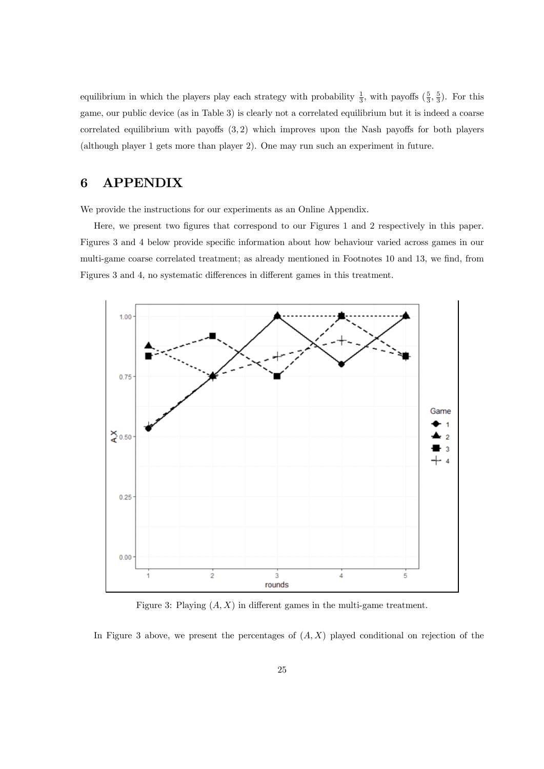equilibrium in which the players play each strategy with probability $\frac{1}{3}$, with payoffs $(\frac{5}{3}, \frac{5}{3})$. For this game, our public device (as in Table 3) is clearly not a correlated equilibrium but it is indeed a coarse correlated equilibrium with payoffs $(3, 2)$ which improves upon the Nash payoffs for both players (although player 1 gets more than player 2). One may run such an experiment in future.

# 6 APPENDIX

We provide the instructions for our experiments as an Online Appendix.

Here, we present two figures that correspond to our Figures 1 and 2 respectively in this paper. Figures 3 and 4 below provide specific information about how behaviour varied across games in our multi-game coarse correlated treatment; as already mentioned in Footnotes 10 and 13, we find, from Figures 3 and 4, no systematic differences in different games in this treatment.

Figure 3: Playing $(A, X)$ in different games in the multi-game treatment.

In Figure 3 above, we present the percentages of $(A, X)$ played conditional on rejection of the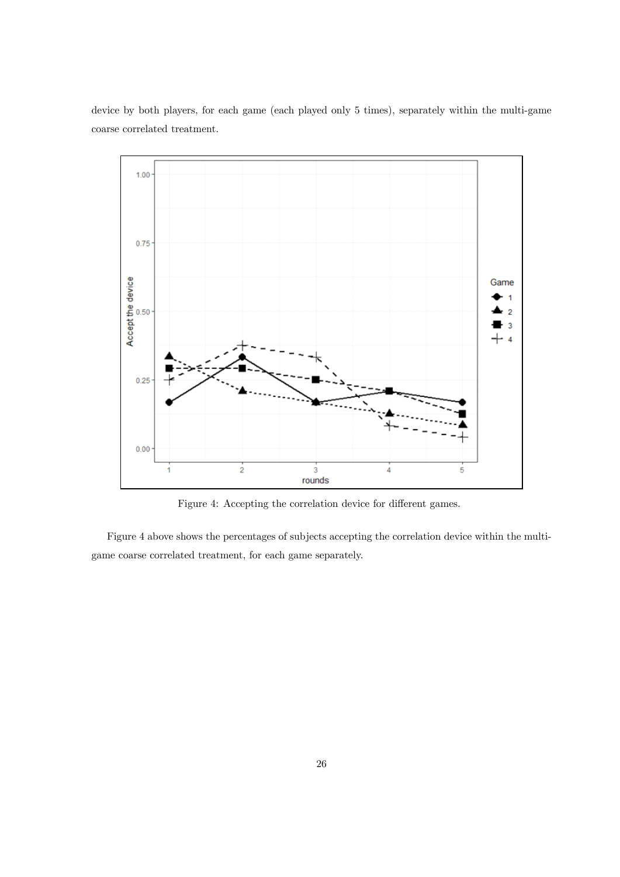device by both players, for each game (each played only 5 times), separately within the multi-game coarse correlated treatment.

Figure 4: Accepting the correlation device for different games.

Figure 4 above shows the percentages of subjects accepting the correlation device within the multi-game coarse correlated treatment, for each game separately.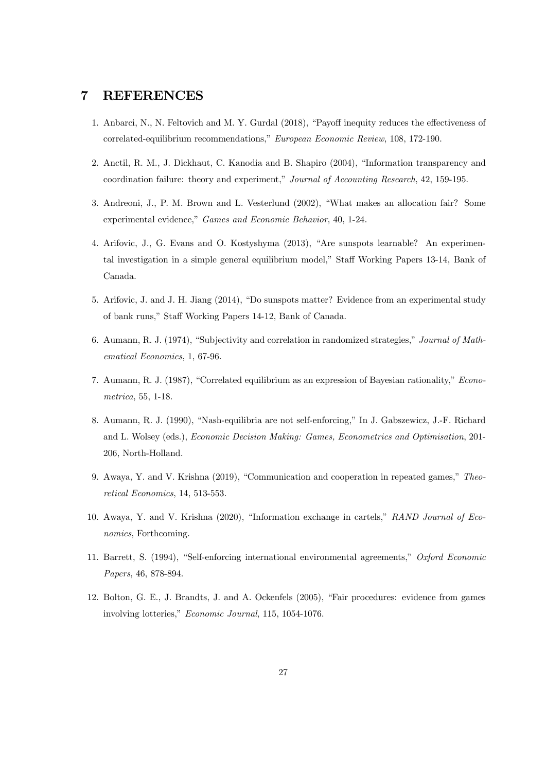# 7 REFERENCES

1. Anbarci, N., N. Feltovich and M. Y. Gurdal (2018), "Payoff inequity reduces the effectiveness of correlated-equilibrium recommendations," *European Economic Review*, 108, 172-190.

2. Anctil, R. M., J. Dickhaut, C. Kanodia and B. Shapiro (2004), "Information transparency and coordination failure: theory and experiment," *Journal of Accounting Research*, 42, 159-195.

3. Andreoni, J., P. M. Brown and L. Vesterlund (2002), "What makes an allocation fair? Some experimental evidence," *Games and Economic Behavior*, 40, 1-24.

4. Arifovic, J., G. Evans and O. Kostyshyma (2013), "Are sunspots learnable? An experimental investigation in a simple general equilibrium model," Staff Working Papers 13-14, Bank of Canada.

5. Arifovic, J. and J. H. Jiang (2014), "Do sunspots matter? Evidence from an experimental study of bank runs," Staff Working Papers 14-12, Bank of Canada.

6. Aumann, R. J. (1974), "Subjectivity and correlation in randomized strategies," *Journal of Mathematical Economics*, 1, 67-96.

7. Aumann, R. J. (1987), "Correlated equilibrium as an expression of Bayesian rationality," *Econometrica*, 55, 1-18.

8. Aumann, R. J. (1990), "Nash-equilibria are not self-enforcing," In J. Gabszewicz, J.-F. Richard and L. Wolsey (eds.), *Economic Decision Making: Games, Econometrics and Optimisation*, 201-206, North-Holland.

9. Awaya, Y. and V. Krishna (2019), "Communication and cooperation in repeated games," *Theoretical Economics*, 14, 513-553.

10. Awaya, Y. and V. Krishna (2020), "Information exchange in cartels," *RAND Journal of Economics*, Forthcoming.

11. Barrett, S. (1994), "Self-enforcing international environmental agreements," *Oxford Economic Papers*, 46, 878-894.

12. Bolton, G. E., J. Brandts, J. and A. Ockenfels (2005), "Fair procedures: evidence from games involving lotteries," *Economic Journal*, 115, 1054-1076.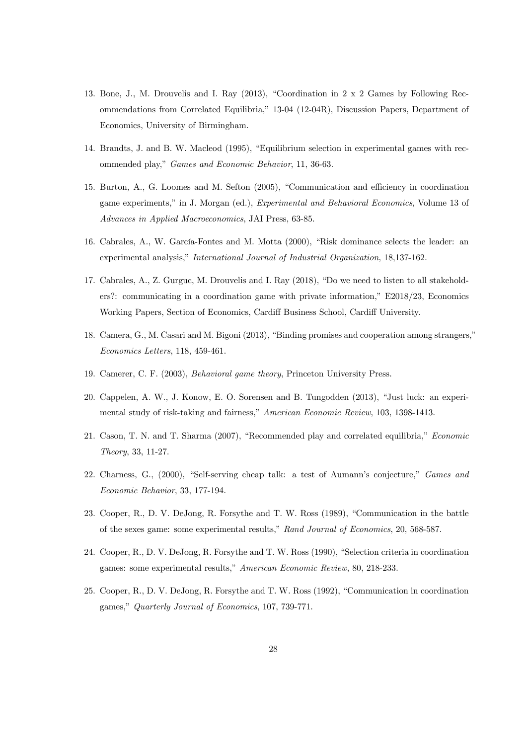13. Bone, J., M. Drouvelis and I. Ray (2013), "Coordination in 2 x 2 Games by Following Recommendations from Correlated Equilibria," 13-04 (12-04R), Discussion Papers, Department of Economics, University of Birmingham.

14. Brandts, J. and B. W. Macleod (1995), "Equilibrium selection in experimental games with recommended play," *Games and Economic Behavior*, 11, 36-63.

15. Burton, A., G. Loomes and M. Sefton (2005), "Communication and efficiency in coordination game experiments," in J. Morgan (ed.), *Experimental and Behavioral Economics*, Volume 13 of *Advances in Applied Macroeconomics*, JAI Press, 63-85.

16. Cabrales, A., W. García-Fontes and M. Motta (2000), "Risk dominance selects the leader: an experimental analysis," *International Journal of Industrial Organization*, 18,137-162.

17. Cabrales, A., Z. Gurguc, M. Drouvelis and I. Ray (2018), "Do we need to listen to all stakeholders?: communicating in a coordination game with private information," E2018/23, Economics Working Papers, Section of Economics, Cardiff Business School, Cardiff University.

18. Camera, G., M. Casari and M. Bigoni (2013), "Binding promises and cooperation among strangers," *Economics Letters*, 118, 459-461.

19. Camerer, C. F. (2003), *Behavioral game theory*, Princeton University Press.

20. Cappelen, A. W., J. Konow, E. O. Sorensen and B. Tungodden (2013), "Just luck: an experimental study of risk-taking and fairness," *American Economic Review*, 103, 1398-1413.

21. Cason, T. N. and T. Sharma (2007), "Recommended play and correlated equilibria," *Economic Theory*, 33, 11-27.

22. Charness, G., (2000), "Self-serving cheap talk: a test of Aumann's conjecture," *Games and Economic Behavior*, 33, 177-194.

23. Cooper, R., D. V. DeJong, R. Forsythe and T. W. Ross (1989), "Communication in the battle of the sexes game: some experimental results," *Rand Journal of Economics*, 20, 568-587.

24. Cooper, R., D. V. DeJong, R. Forsythe and T. W. Ross (1990), "Selection criteria in coordination games: some experimental results," *American Economic Review*, 80, 218-233.

25. Cooper, R., D. V. DeJong, R. Forsythe and T. W. Ross (1992), "Communication in coordination games," *Quarterly Journal of Economics*, 107, 739-771.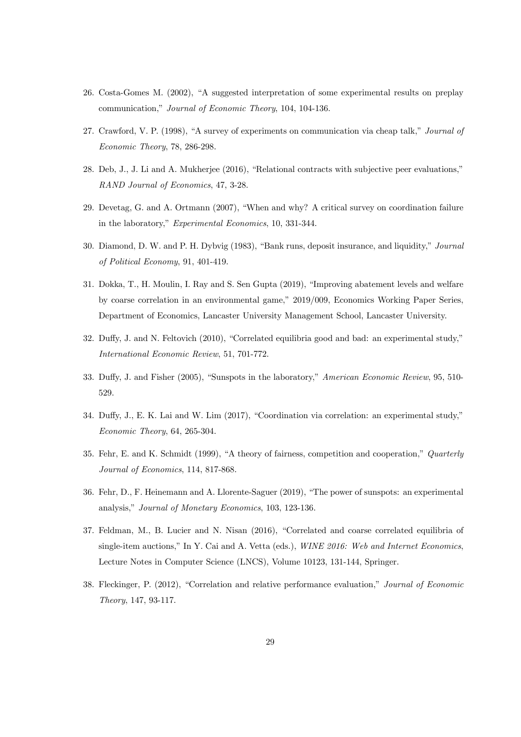26. Costa-Gomes M. (2002), "A suggested interpretation of some experimental results on preplay communication," *Journal of Economic Theory*, 104, 104-136.

27. Crawford, V. P. (1998), "A survey of experiments on communication via cheap talk," *Journal of Economic Theory*, 78, 286-298.

28. Deb, J., J. Li and A. Mukherjee (2016), "Relational contracts with subjective peer evaluations," *RAND Journal of Economics*, 47, 3-28.

29. Devetag, G. and A. Ortmann (2007), "When and why? A critical survey on coordination failure in the laboratory," *Experimental Economics*, 10, 331-344.

30. Diamond, D. W. and P. H. Dybvig (1983), "Bank runs, deposit insurance, and liquidity," *Journal of Political Economy*, 91, 401-419.

31. Dokka, T., H. Moulin, I. Ray and S. Sen Gupta (2019), "Improving abatement levels and welfare by coarse correlation in an environmental game," 2019/009, Economics Working Paper Series, Department of Economics, Lancaster University Management School, Lancaster University.

32. Duffy, J. and N. Feltovich (2010), "Correlated equilibria good and bad: an experimental study," *International Economic Review*, 51, 701-772.

33. Duffy, J. and Fisher (2005), "Sunspots in the laboratory," *American Economic Review*, 95, 510-529.

34. Duffy, J., E. K. Lai and W. Lim (2017), "Coordination via correlation: an experimental study," *Economic Theory*, 64, 265-304.

35. Fehr, E. and K. Schmidt (1999), "A theory of fairness, competition and cooperation," *Quarterly Journal of Economics*, 114, 817-868.

36. Fehr, D., F. Heinemann and A. Llorente-Saguer (2019), "The power of sunspots: an experimental analysis," *Journal of Monetary Economics*, 103, 123-136.

37. Feldman, M., B. Lucier and N. Nisan (2016), "Correlated and coarse correlated equilibria of single-item auctions," In Y. Cai and A. Vetta (eds.), *WINE 2016: Web and Internet Economics*, Lecture Notes in Computer Science (LNCS), Volume 10123, 131-144, Springer.

38. Fleckinger, P. (2012), "Correlation and relative performance evaluation," *Journal of Economic Theory*, 147, 93-117.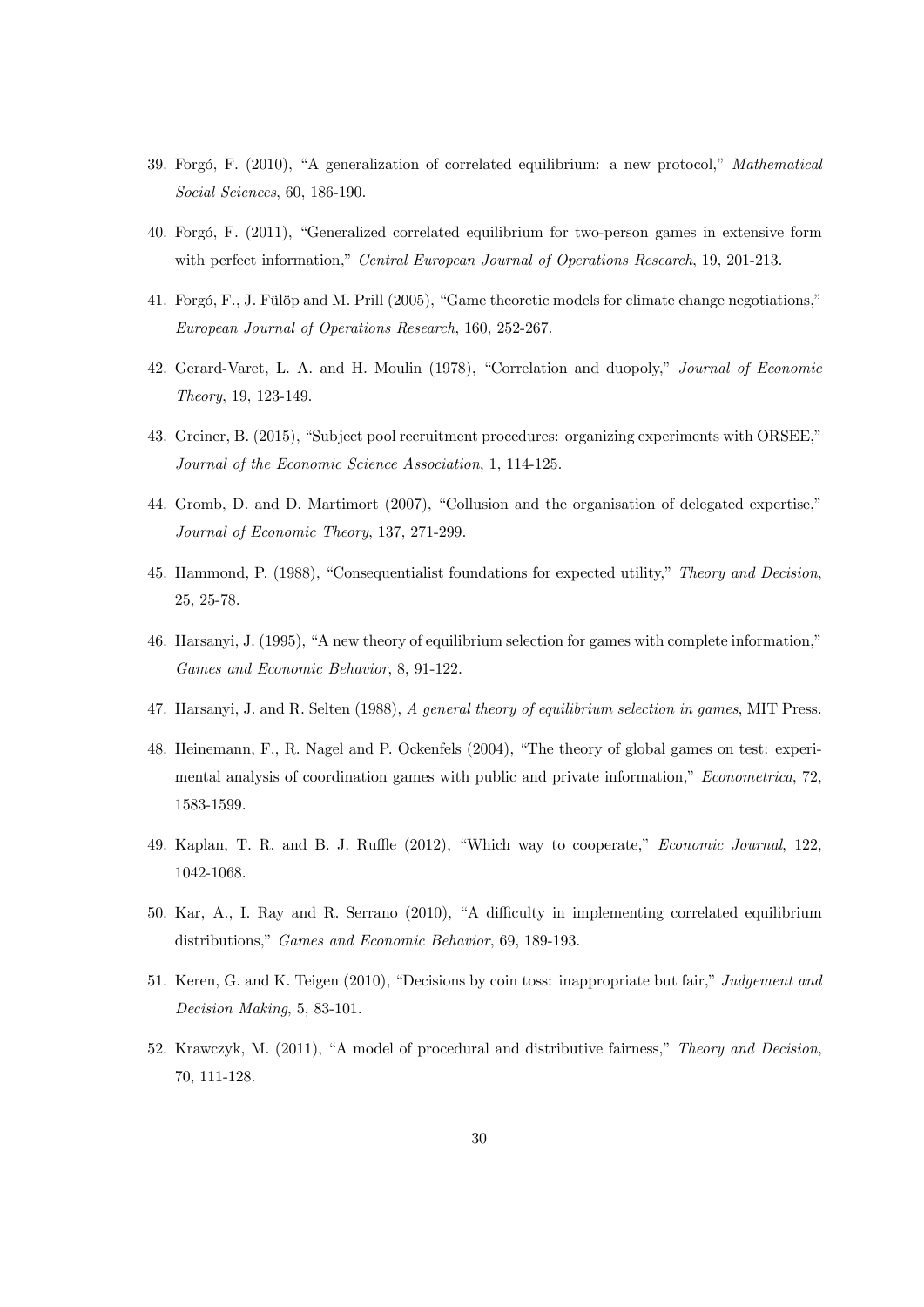39. Forgó, F. (2010), "A generalization of correlated equilibrium: a new protocol," *Mathematical Social Sciences*, 60, 186-190.

40. Forgó, F. (2011), "Generalized correlated equilibrium for two-person games in extensive form with perfect information," *Central European Journal of Operations Research*, 19, 201-213.

41. Forgó, F., J. Fülöp and M. Prill (2005), "Game theoretic models for climate change negotiations," *European Journal of Operations Research*, 160, 252-267.

42. Gerard-Varet, L. A. and H. Moulin (1978), "Correlation and duopoly," *Journal of Economic Theory*, 19, 123-149.

43. Greiner, B. (2015), "Subject pool recruitment procedures: organizing experiments with ORSEE," *Journal of the Economic Science Association*, 1, 114-125.

44. Gromb, D. and D. Martimort (2007), "Collusion and the organisation of delegated expertise," *Journal of Economic Theory*, 137, 271-299.

45. Hammond, P. (1988), "Consequentialist foundations for expected utility," *Theory and Decision*, 25, 25-78.

46. Harsanyi, J. (1995), "A new theory of equilibrium selection for games with complete information," *Games and Economic Behavior*, 8, 91-122.

47. Harsanyi, J. and R. Selten (1988), *A general theory of equilibrium selection in games*, MIT Press.

48. Heinemann, F., R. Nagel and P. Ockenfels (2004), "The theory of global games on test: experimental analysis of coordination games with public and private information," *Econometrica*, 72, 1583-1599.

49. Kaplan, T. R. and B. J. Ruffle (2012), "Which way to cooperate," *Economic Journal*, 122, 1042-1068.

50. Kar, A., I. Ray and R. Serrano (2010), "A difficulty in implementing correlated equilibrium distributions," *Games and Economic Behavior*, 69, 189-193.

51. Keren, G. and K. Teigen (2010), "Decisions by coin toss: inappropriate but fair," *Judgement and Decision Making*, 5, 83-101.

52. Krawczyk, M. (2011), "A model of procedural and distributive fairness," *Theory and Decision*, 70, 111-128.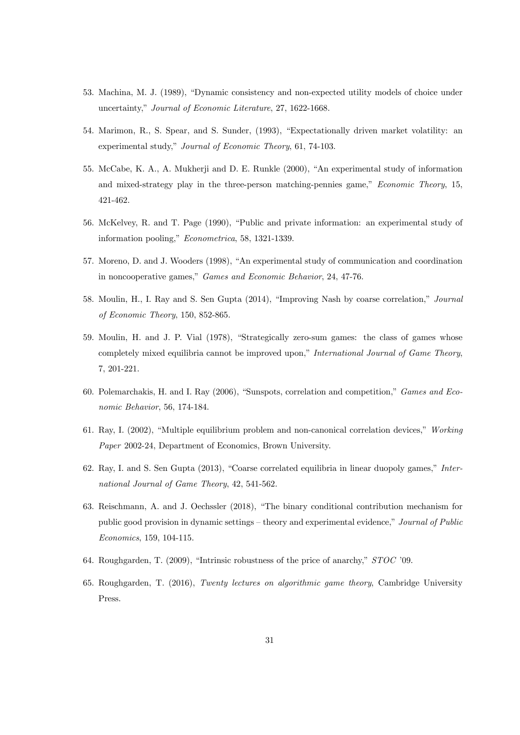53. Machina, M. J. (1989), "Dynamic consistency and non-expected utility models of choice under uncertainty," *Journal of Economic Literature*, 27, 1622-1668.

54. Marimon, R., S. Spear, and S. Sunder, (1993), "Expectationally driven market volatility: an experimental study," *Journal of Economic Theory*, 61, 74-103.

55. McCabe, K. A., A. Mukherji and D. E. Runkle (2000), "An experimental study of information and mixed-strategy play in the three-person matching-pennies game," *Economic Theory*, 15, 421-462.

56. McKelvey, R. and T. Page (1990), "Public and private information: an experimental study of information pooling," *Econometrica*, 58, 1321-1339.

57. Moreno, D. and J. Wooders (1998), "An experimental study of communication and coordination in noncooperative games," *Games and Economic Behavior*, 24, 47-76.

58. Moulin, H., I. Ray and S. Sen Gupta (2014), "Improving Nash by coarse correlation," *Journal of Economic Theory*, 150, 852-865.

59. Moulin, H. and J. P. Vial (1978), "Strategically zero-sum games: the class of games whose completely mixed equilibria cannot be improved upon," *International Journal of Game Theory*, 7, 201-221.

60. Polemarchakis, H. and I. Ray (2006), "Sunspots, correlation and competition," *Games and Economic Behavior*, 56, 174-184.

61. Ray, I. (2002), "Multiple equilibrium problem and non-canonical correlation devices," *Working Paper* 2002-24, Department of Economics, Brown University.

62. Ray, I. and S. Sen Gupta (2013), "Coarse correlated equilibria in linear duopoly games," *International Journal of Game Theory*, 42, 541-562.

63. Reischmann, A. and J. Oechssler (2018), "The binary conditional contribution mechanism for public good provision in dynamic settings – theory and experimental evidence," *Journal of Public Economics*, 159, 104-115.

64. Roughgarden, T. (2009), "Intrinsic robustness of the price of anarchy," *STOC '09*.

65. Roughgarden, T. (2016), *Twenty lectures on algorithmic game theory*, Cambridge University Press.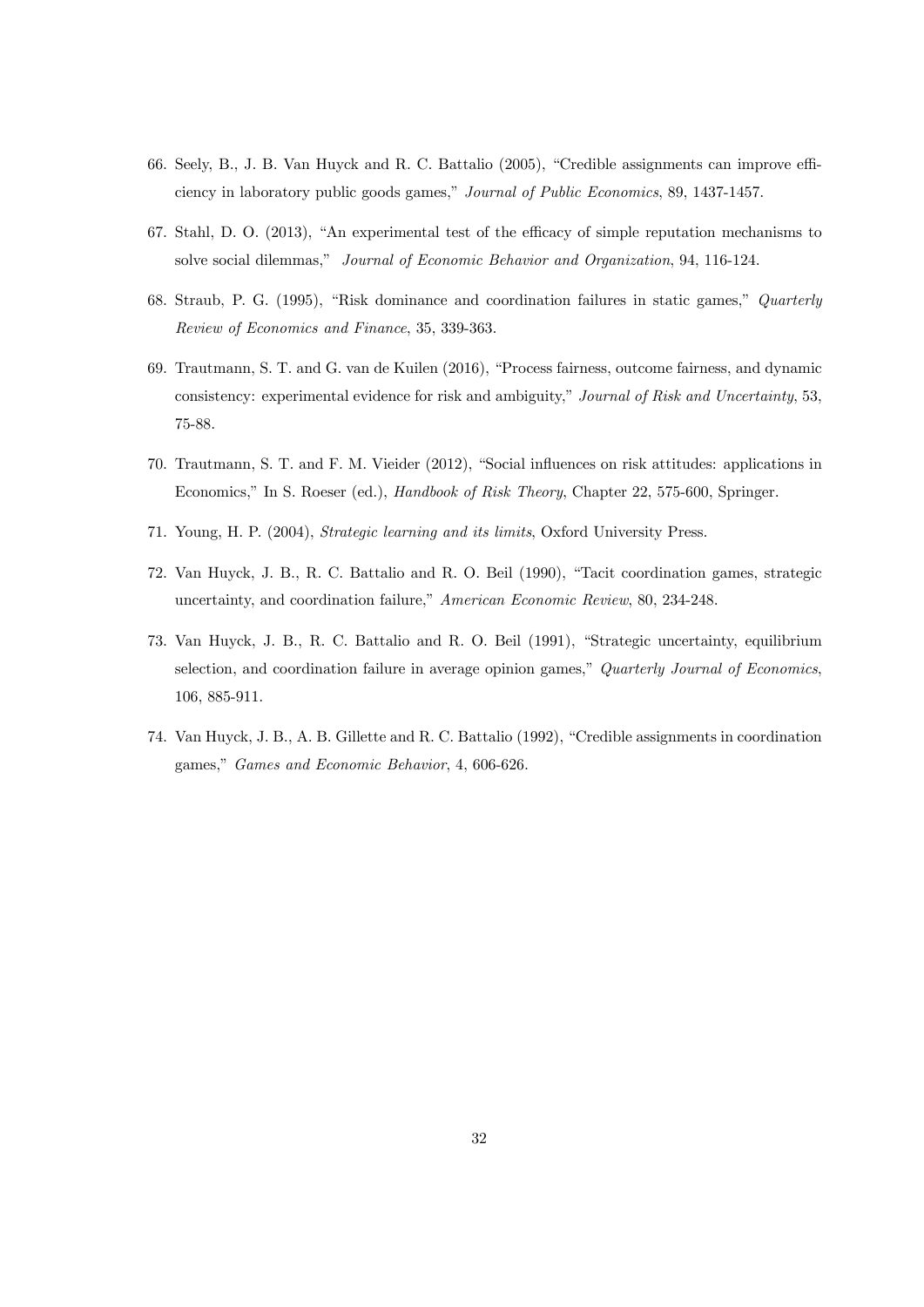66. Seely, B., J. B. Van Huyck and R. C. Battalio (2005), "Credible assignments can improve efficiency in laboratory public goods games," *Journal of Public Economics*, 89, 1437-1457.

67. Stahl, D. O. (2013), "An experimental test of the efficacy of simple reputation mechanisms to solve social dilemmas," *Journal of Economic Behavior and Organization*, 94, 116-124.

68. Straub, P. G. (1995), "Risk dominance and coordination failures in static games," *Quarterly Review of Economics and Finance*, 35, 339-363.

69. Trautmann, S. T. and G. van de Kuilen (2016), "Process fairness, outcome fairness, and dynamic consistency: experimental evidence for risk and ambiguity," *Journal of Risk and Uncertainty*, 53, 75-88.

70. Trautmann, S. T. and F. M. Vieider (2012), "Social influences on risk attitudes: applications in Economics," In S. Roeser (ed.), *Handbook of Risk Theory*, Chapter 22, 575-600, Springer.

71. Young, H. P. (2004), *Strategic learning and its limits*, Oxford University Press.

72. Van Huyck, J. B., R. C. Battalio and R. O. Beil (1990), "Tacit coordination games, strategic uncertainty, and coordination failure," *American Economic Review*, 80, 234-248.

73. Van Huyck, J. B., R. C. Battalio and R. O. Beil (1991), "Strategic uncertainty, equilibrium selection, and coordination failure in average opinion games," *Quarterly Journal of Economics*, 106, 885-911.

74. Van Huyck, J. B., A. B. Gillette and R. C. Battalio (1992), "Credible assignments in coordination games," *Games and Economic Behavior*, 4, 606-626.